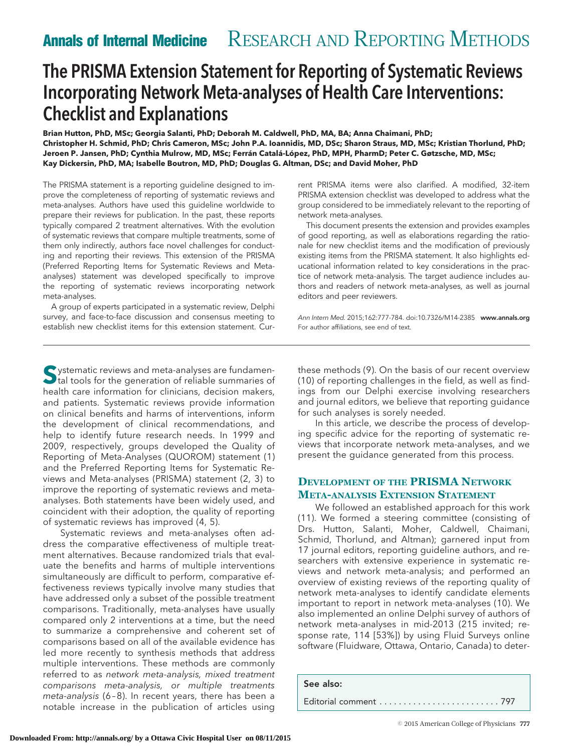Annals of Internal Medicine — Research and Reporting Methods

# The PRISMA Extension Statement for Reporting of Systematic Reviews Incorporating Network Meta-analyses of Health Care Interventions: Checklist and Explanations

**Brian Hutton, PhD, MSc; Georgia Salanti, PhD; Deborah M. Caldwell, PhD, MA, BA; Anna Chaimani, PhD; Christopher H. Schmid, PhD; Chris Cameron, MSc; John P.A. Ioannidis, MD, DSc; Sharon Straus, MD, MSc; Kristian Thorlund, PhD; Jeroen P. Jansen, PhD; Cynthia Mulrow, MD, MSc; Ferrán Catalá-López, PhD, MPH, PharmD; Peter C. Gøtzsche, MD, MSc; Kay Dickersin, PhD, MA; Isabelle Boutron, MD, PhD; Douglas G. Altman, DSc; and David Moher, PhD**

The PRISMA statement is a reporting guideline designed to improve the completeness of reporting of systematic reviews and meta-analyses. Authors have used this guideline worldwide to prepare their reviews for publication. In the past, these reports typically compared 2 treatment alternatives. With the evolution of systematic reviews that compare multiple treatments, some of them only indirectly, authors face novel challenges for conducting and reporting their reviews. This extension of the PRISMA (Preferred Reporting Items for Systematic Reviews and Meta-analyses) statement was developed specifically to improve the reporting of systematic reviews incorporating network meta-analyses.

A group of experts participated in a systematic review, Delphi survey, and face-to-face discussion and consensus meeting to establish new checklist items for this extension statement. Current PRISMA items were also clarified. A modified, 32-item PRISMA extension checklist was developed to address what the group considered to be immediately relevant to the reporting of network meta-analyses.

This document presents the extension and provides examples of good reporting, as well as elaborations regarding the rationale for new checklist items and the modification of previously existing items from the PRISMA statement. It also highlights educational information related to key considerations in the practice of network meta-analysis. The target audience includes authors and readers of network meta-analyses, as well as journal editors and peer reviewers.

*Ann Intern Med.* 2015;162:777-784. doi:10.7326/M14-2385 **www.annals.org**
For author affiliations, see end of text.

Systematic reviews and meta-analyses are fundamental tools for the generation of reliable summaries of health care information for clinicians, decision makers, and patients. Systematic reviews provide information on clinical benefits and harms of interventions, inform the development of clinical recommendations, and help to identify future research needs. In 1999 and 2009, respectively, groups developed the Quality of Reporting of Meta-Analyses (QUOROM) statement (1) and the Preferred Reporting Items for Systematic Reviews and Meta-analyses (PRISMA) statement (2, 3) to improve the reporting of systematic reviews and meta-analyses. Both statements have been widely used, and coincident with their adoption, the quality of reporting of systematic reviews has improved (4, 5).

Systematic reviews and meta-analyses often address the comparative effectiveness of multiple treatment alternatives. Because randomized trials that evaluate the benefits and harms of multiple interventions simultaneously are difficult to perform, comparative effectiveness reviews typically involve many studies that have addressed only a subset of the possible treatment comparisons. Traditionally, meta-analyses have usually compared only 2 interventions at a time, but the need to summarize a comprehensive and coherent set of comparisons based on all of the available evidence has led more recently to synthesis methods that address multiple interventions. These methods are commonly referred to as *network meta-analysis, mixed treatment comparisons meta-analysis, or multiple treatments meta-analysis* (6–8). In recent years, there has been a notable increase in the publication of articles using these methods (9). On the basis of our recent overview (10) of reporting challenges in the field, as well as findings from our Delphi exercise involving researchers and journal editors, we believe that reporting guidance for such analyses is sorely needed.

In this article, we describe the process of developing specific advice for the reporting of systematic reviews that incorporate network meta-analyses, and we present the guidance generated from this process.

## Development of the PRISMA Network Meta-analysis Extension Statement

We followed an established approach for this work (11). We formed a steering committee (consisting of Drs. Hutton, Salanti, Moher, Caldwell, Chaimani, Schmid, Thorlund, and Altman); garnered input from 17 journal editors, reporting guideline authors, and researchers with extensive experience in systematic reviews and network meta-analysis; and performed an overview of existing reviews of the reporting quality of network meta-analyses to identify candidate elements important to report in network meta-analyses (10). We also implemented an online Delphi survey of authors of network meta-analyses in mid-2013 (215 invited; response rate, 114 [53%]) by using Fluid Surveys online software (Fluidware, Ottawa, Ontario, Canada) to deter-

**See also:**

Editorial comment . . . . . . . . . . . . . . . . . . . . . . . . . 797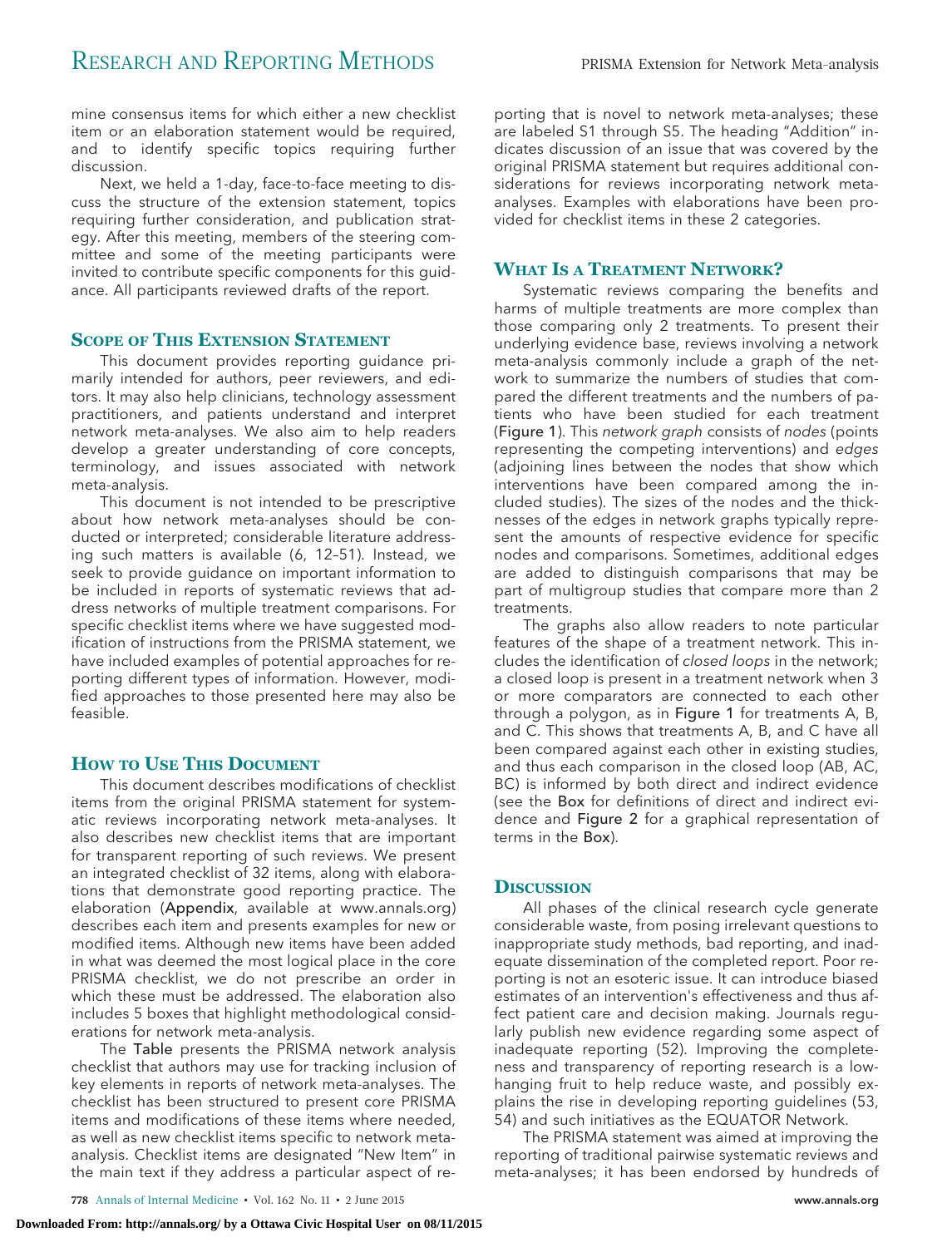mine consensus items for which either a new checklist item or an elaboration statement would be required, and to identify specific topics requiring further discussion.

Next, we held a 1-day, face-to-face meeting to discuss the structure of the extension statement, topics requiring further consideration, and publication strategy. After this meeting, members of the steering committee and some of the meeting participants were invited to contribute specific components for this guidance. All participants reviewed drafts of the report.

## Scope of This Extension Statement

This document provides reporting guidance primarily intended for authors, peer reviewers, and editors. It may also help clinicians, technology assessment practitioners, and patients understand and interpret network meta-analyses. We also aim to help readers develop a greater understanding of core concepts, terminology, and issues associated with network meta-analysis.

This document is not intended to be prescriptive about how network meta-analyses should be conducted or interpreted; considerable literature addressing such matters is available (6, 12–51). Instead, we seek to provide guidance on important information to be included in reports of systematic reviews that address networks of multiple treatment comparisons. For specific checklist items where we have suggested modification of instructions from the PRISMA statement, we have included examples of potential approaches for reporting different types of information. However, modified approaches to those presented here may also be feasible.

## How to Use This Document

This document describes modifications of checklist items from the original PRISMA statement for systematic reviews incorporating network meta-analyses. It also describes new checklist items that are important for transparent reporting of such reviews. We present an integrated checklist of 32 items, along with elaborations that demonstrate good reporting practice. The elaboration (Appendix, available at www.annals.org) describes each item and presents examples for new or modified items. Although new items have been added in what was deemed the most logical place in the core PRISMA checklist, we do not prescribe an order in which these must be addressed. The elaboration also includes 5 boxes that highlight methodological considerations for network meta-analysis.

The Table presents the PRISMA network analysis checklist that authors may use for tracking inclusion of key elements in reports of network meta-analyses. The checklist has been structured to present core PRISMA items and modifications of these items where needed, as well as new checklist items specific to network meta-analysis. Checklist items are designated "New Item" in the main text if they address a particular aspect of reporting that is novel to network meta-analyses; these are labeled S1 through S5. The heading "Addition" indicates discussion of an issue that was covered by the original PRISMA statement but requires additional considerations for reviews incorporating network meta-analyses. Examples with elaborations have been provided for checklist items in these 2 categories.

## What Is a Treatment Network?

Systematic reviews comparing the benefits and harms of multiple treatments are more complex than those comparing only 2 treatments. To present their underlying evidence base, reviews involving a network meta-analysis commonly include a graph of the network to summarize the numbers of studies that compared the different treatments and the numbers of patients who have been studied for each treatment (Figure 1). This *network graph* consists of *nodes* (points representing the competing interventions) and *edges* (adjoining lines between the nodes that show which interventions have been compared among the included studies). The sizes of the nodes and the thicknesses of the edges in network graphs typically represent the amounts of respective evidence for specific nodes and comparisons. Sometimes, additional edges are added to distinguish comparisons that may be part of multigroup studies that compare more than 2 treatments.

The graphs also allow readers to note particular features of the shape of a treatment network. This includes the identification of *closed loops* in the network; a closed loop is present in a treatment network when 3 or more comparators are connected to each other through a polygon, as in Figure 1 for treatments A, B, and C. This shows that treatments A, B, and C have all been compared against each other in existing studies, and thus each comparison in the closed loop (AB, AC, BC) is informed by both direct and indirect evidence (see the Box for definitions of direct and indirect evidence and Figure 2 for a graphical representation of terms in the Box).

## Discussion

All phases of the clinical research cycle generate considerable waste, from posing irrelevant questions to inappropriate study methods, bad reporting, and inadequate dissemination of the completed report. Poor reporting is not an esoteric issue. It can introduce biased estimates of an intervention's effectiveness and thus affect patient care and decision making. Journals regularly publish new evidence regarding some aspect of inadequate reporting (52). Improving the completeness and transparency of reporting research is a low-hanging fruit to help reduce waste, and possibly explains the rise in developing reporting guidelines (53, 54) and such initiatives as the EQUATOR Network.

The PRISMA statement was aimed at improving the reporting of traditional pairwise systematic reviews and meta-analyses; it has been endorsed by hundreds of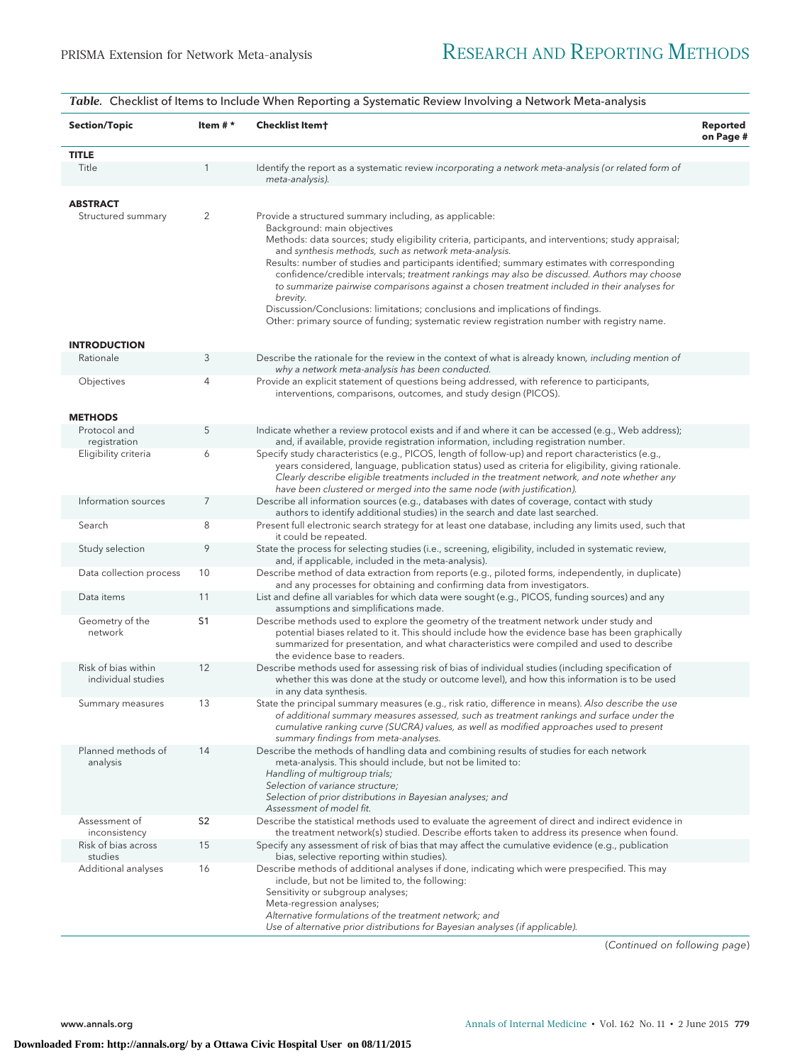*Table.* Checklist of Items to Include When Reporting a Systematic Review Involving a Network Meta-analysis

| Section/Topic | Item #* | Checklist Item† | Reported on Page # |
|---|---|---|---|
| **TITLE** | | | |
| Title | 1 | Identify the report as a systematic review *incorporating a network meta-analysis (or related form of meta-analysis).* | |
| **ABSTRACT** | | | |
| Structured summary | 2 | Provide a structured summary including, as applicable:<br>Background: main objectives<br>Methods: data sources; study eligibility criteria, participants, and interventions; study appraisal; and *synthesis methods, such as network meta-analysis.*<br>Results: number of studies and participants identified; summary estimates with corresponding confidence/credible intervals; *treatment rankings may also be discussed. Authors may choose to summarize pairwise comparisons against a chosen treatment included in their analyses for brevity.*<br>Discussion/Conclusions: limitations; conclusions and implications of findings.<br>Other: primary source of funding; systematic review registration number with registry name. | |
| **INTRODUCTION** | | | |
| Rationale | 3 | Describe the rationale for the review in the context of what is already known*, including mention of why a network meta-analysis has been conducted.* | |
| Objectives | 4 | Provide an explicit statement of questions being addressed, with reference to participants, interventions, comparisons, outcomes, and study design (PICOS). | |
| **METHODS** | | | |
| Protocol and registration | 5 | Indicate whether a review protocol exists and if and where it can be accessed (e.g., Web address); and, if available, provide registration information, including registration number. | |
| Eligibility criteria | 6 | Specify study characteristics (e.g., PICOS, length of follow-up) and report characteristics (e.g., years considered, language, publication status) used as criteria for eligibility, giving rationale. *Clearly describe eligible treatments included in the treatment network, and note whether any have been clustered or merged into the same node (with justification).* | |
| Information sources | 7 | Describe all information sources (e.g., databases with dates of coverage, contact with study authors to identify additional studies) in the search and date last searched. | |
| Search | 8 | Present full electronic search strategy for at least one database, including any limits used, such that it could be repeated. | |
| Study selection | 9 | State the process for selecting studies (i.e., screening, eligibility, included in systematic review, and, if applicable, included in the meta-analysis). | |
| Data collection process | 10 | Describe method of data extraction from reports (e.g., piloted forms, independently, in duplicate) and any processes for obtaining and confirming data from investigators. | |
| Data items | 11 | List and define all variables for which data were sought (e.g., PICOS, funding sources) and any assumptions and simplifications made. | |
| Geometry of the network | S1 | Describe methods used to explore the geometry of the treatment network under study and potential biases related to it. This should include how the evidence base has been graphically summarized for presentation, and what characteristics were compiled and used to describe the evidence base to readers. | |
| Risk of bias within individual studies | 12 | Describe methods used for assessing risk of bias of individual studies (including specification of whether this was done at the study or outcome level), and how this information is to be used in any data synthesis. | |
| Summary measures | 13 | State the principal summary measures (e.g., risk ratio, difference in means). *Also describe the use of additional summary measures assessed, such as treatment rankings and surface under the cumulative ranking curve (SUCRA) values, as well as modified approaches used to present summary findings from meta-analyses.* | |
| Planned methods of analysis | 14 | Describe the methods of handling data and combining results of studies for each network meta-analysis. This should include, but not be limited to:<br>*Handling of multigroup trials;*<br>*Selection of variance structure;*<br>*Selection of prior distributions in Bayesian analyses; and*<br>*Assessment of model fit.* | |
| Assessment of inconsistency | S2 | Describe the statistical methods used to evaluate the agreement of direct and indirect evidence in the treatment network(s) studied. Describe efforts taken to address its presence when found. | |
| Risk of bias across studies | 15 | Specify any assessment of risk of bias that may affect the cumulative evidence (e.g., publication bias, selective reporting within studies). | |
| Additional analyses | 16 | Describe methods of additional analyses if done, indicating which were prespecified. This may include, but not be limited to, the following:<br>Sensitivity or subgroup analyses;<br>Meta-regression analyses;<br>*Alternative formulations of the treatment network; and*<br>*Use of alternative prior distributions for Bayesian analyses (if applicable).* | |

(*Continued on following page*)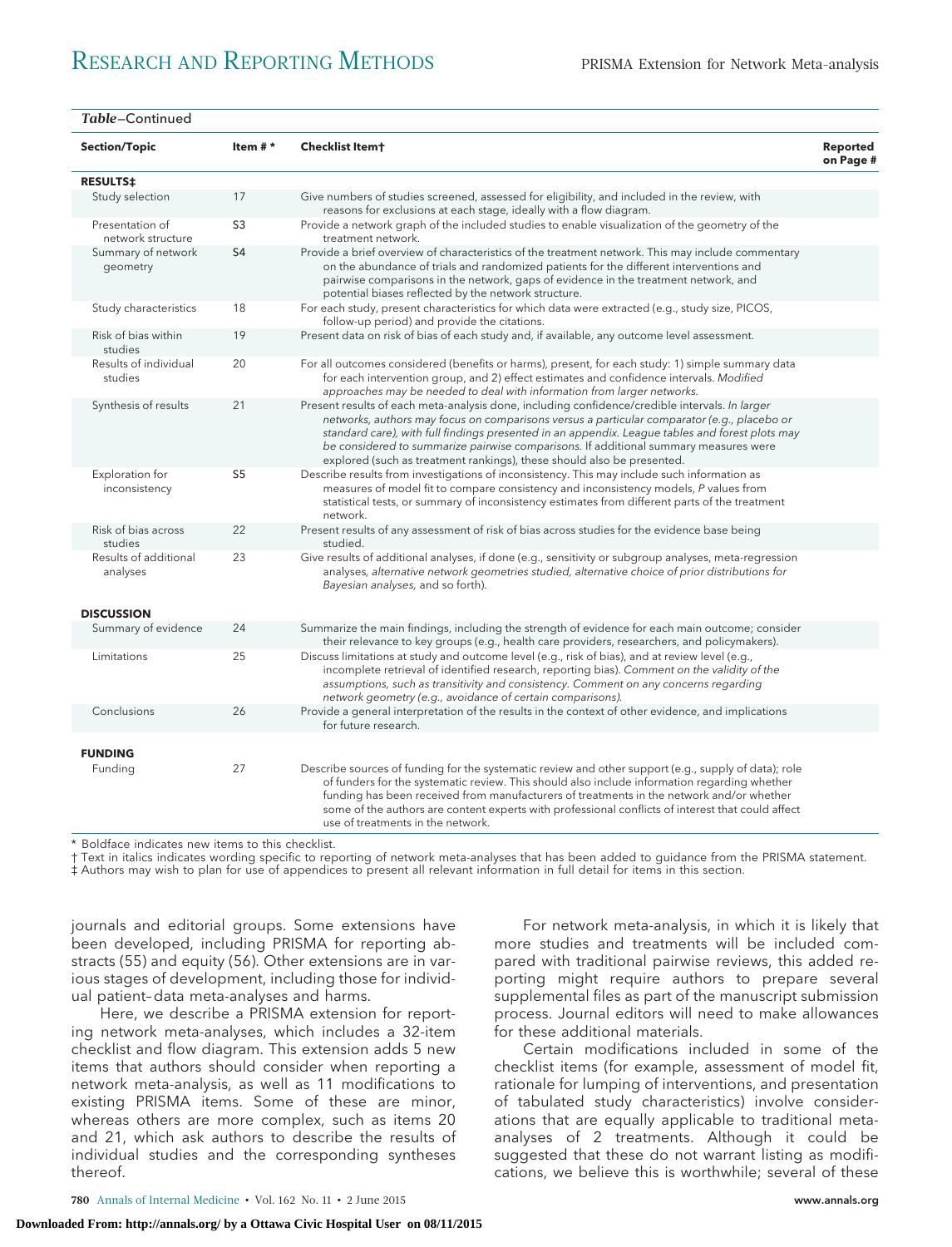*Table*–Continued

| Section/Topic | Item #* | Checklist Item† | Reported on Page # |
|---|---|---|---|
| **RESULTS‡** | | | |
| Study selection | 17 | Give numbers of studies screened, assessed for eligibility, and included in the review, with reasons for exclusions at each stage, ideally with a flow diagram. | |
| Presentation of network structure | **S3** | Provide a network graph of the included studies to enable visualization of the geometry of the treatment network. | |
| Summary of network geometry | **S4** | Provide a brief overview of characteristics of the treatment network. This may include commentary on the abundance of trials and randomized patients for the different interventions and pairwise comparisons in the network, gaps of evidence in the treatment network, and potential biases reflected by the network structure. | |
| Study characteristics | 18 | For each study, present characteristics for which data were extracted (e.g., study size, PICOS, follow-up period) and provide the citations. | |
| Risk of bias within studies | 19 | Present data on risk of bias of each study and, if available, any outcome level assessment. | |
| Results of individual studies | 20 | For all outcomes considered (benefits or harms), present, for each study: 1) simple summary data for each intervention group, and 2) effect estimates and confidence intervals. *Modified approaches may be needed to deal with information from larger networks.* | |
| Synthesis of results | 21 | Present results of each meta-analysis done, including confidence/credible intervals. *In larger networks, authors may focus on comparisons versus a particular comparator (e.g., placebo or standard care), with full findings presented in an appendix. League tables and forest plots may be considered to summarize pairwise comparisons.* If additional summary measures were explored (such as treatment rankings), these should also be presented. | |
| Exploration for inconsistency | **S5** | Describe results from investigations of inconsistency. This may include such information as measures of model fit to compare consistency and inconsistency models, *P* values from statistical tests, or summary of inconsistency estimates from different parts of the treatment network. | |
| Risk of bias across studies | 22 | Present results of any assessment of risk of bias across studies for the evidence base being studied. | |
| Results of additional analyses | 23 | Give results of additional analyses, if done (e.g., sensitivity or subgroup analyses, meta-regression analyses, *alternative network geometries studied, alternative choice of prior distributions for Bayesian analyses,* and so forth). | |
| **DISCUSSION** | | | |
| Summary of evidence | 24 | Summarize the main findings, including the strength of evidence for each main outcome; consider their relevance to key groups (e.g., health care providers, researchers, and policymakers). | |
| Limitations | 25 | Discuss limitations at study and outcome level (e.g., risk of bias), and at review level (e.g., incomplete retrieval of identified research, reporting bias). *Comment on the validity of the assumptions, such as transitivity and consistency. Comment on any concerns regarding network geometry (e.g., avoidance of certain comparisons).* | |
| Conclusions | 26 | Provide a general interpretation of the results in the context of other evidence, and implications for future research. | |
| **FUNDING** | | | |
| Funding | 27 | Describe sources of funding for the systematic review and other support (e.g., supply of data); role of funders for the systematic review. This should also include information regarding whether funding has been received from manufacturers of treatments in the network and/or whether some of the authors are content experts with professional conflicts of interest that could affect use of treatments in the network. | |

\* Boldface indicates new items to this checklist.
† Text in italics indicates wording specific to reporting of network meta-analyses that has been added to guidance from the PRISMA statement.
‡ Authors may wish to plan for use of appendices to present all relevant information in full detail for items in this section.

journals and editorial groups. Some extensions have been developed, including PRISMA for reporting abstracts (55) and equity (56). Other extensions are in various stages of development, including those for individual patient–data meta-analyses and harms.

Here, we describe a PRISMA extension for reporting network meta-analyses, which includes a 32-item checklist and flow diagram. This extension adds 5 new items that authors should consider when reporting a network meta-analysis, as well as 11 modifications to existing PRISMA items. Some of these are minor, whereas others are more complex, such as items 20 and 21, which ask authors to describe the results of individual studies and the corresponding syntheses thereof.

For network meta-analysis, in which it is likely that more studies and treatments will be included compared with traditional pairwise reviews, this added reporting might require authors to prepare several supplemental files as part of the manuscript submission process. Journal editors will need to make allowances for these additional materials.

Certain modifications included in some of the checklist items (for example, assessment of model fit, rationale for lumping of interventions, and presentation of tabulated study characteristics) involve considerations that are equally applicable to traditional meta-analyses of 2 treatments. Although it could be suggested that these do not warrant listing as modifications, we believe this is worthwhile; several of these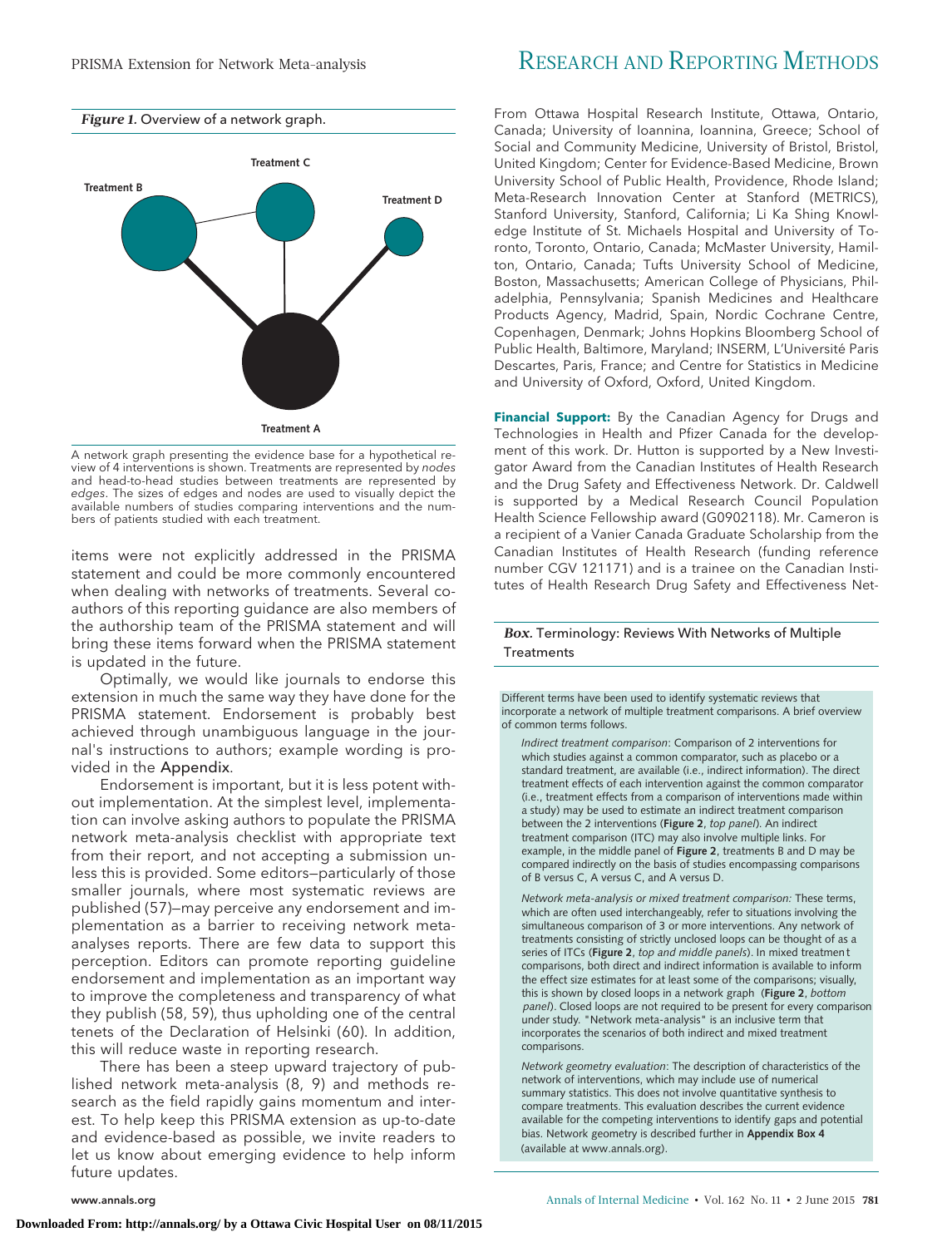*Figure 1.* Overview of a network graph.

Treatment B

Treatment C

Treatment D

Treatment A

A network graph presenting the evidence base for a hypothetical review of 4 interventions is shown. Treatments are represented by *nodes* and head-to-head studies between treatments are represented by *edges*. The sizes of edges and nodes are used to visually depict the available numbers of studies comparing interventions and the numbers of patients studied with each treatment.

items were not explicitly addressed in the PRISMA statement and could be more commonly encountered when dealing with networks of treatments. Several coauthors of this reporting guidance are also members of the authorship team of the PRISMA statement and will bring these items forward when the PRISMA statement is updated in the future.

Optimally, we would like journals to endorse this extension in much the same way they have done for the PRISMA statement. Endorsement is probably best achieved through unambiguous language in the journal's instructions to authors; example wording is provided in the Appendix.

Endorsement is important, but it is less potent without implementation. At the simplest level, implementation can involve asking authors to populate the PRISMA network meta-analysis checklist with appropriate text from their report, and not accepting a submission unless this is provided. Some editors—particularly of those smaller journals, where most systematic reviews are published (57)—may perceive any endorsement and implementation as a barrier to receiving network meta-analyses reports. There are few data to support this perception. Editors can promote reporting guideline endorsement and implementation as an important way to improve the completeness and transparency of what they publish (58, 59), thus upholding one of the central tenets of the Declaration of Helsinki (60). In addition, this will reduce waste in reporting research.

There has been a steep upward trajectory of published network meta-analysis (8, 9) and methods research as the field rapidly gains momentum and interest. To help keep this PRISMA extension as up-to-date and evidence-based as possible, we invite readers to let us know about emerging evidence to help inform future updates.

From Ottawa Hospital Research Institute, Ottawa, Ontario, Canada; University of Ioannina, Ioannina, Greece; School of Social and Community Medicine, University of Bristol, Bristol, United Kingdom; Center for Evidence-Based Medicine, Brown University School of Public Health, Providence, Rhode Island; Meta-Research Innovation Center at Stanford (METRICS), Stanford University, Stanford, California; Li Ka Shing Knowledge Institute of St. Michaels Hospital and University of Toronto, Toronto, Ontario, Canada; McMaster University, Hamilton, Ontario, Canada; Tufts University School of Medicine, Boston, Massachusetts; American College of Physicians, Philadelphia, Pennsylvania; Spanish Medicines and Healthcare Products Agency, Madrid, Spain, Nordic Cochrane Centre, Copenhagen, Denmark; Johns Hopkins Bloomberg School of Public Health, Baltimore, Maryland; INSERM, L'Université Paris Descartes, Paris, France; and Centre for Statistics in Medicine and University of Oxford, Oxford, United Kingdom.

**Financial Support:** By the Canadian Agency for Drugs and Technologies in Health and Pfizer Canada for the development of this work. Dr. Hutton is supported by a New Investigator Award from the Canadian Institutes of Health Research and the Drug Safety and Effectiveness Network. Dr. Caldwell is supported by a Medical Research Council Population Health Science Fellowship award (G0902118). Mr. Cameron is a recipient of a Vanier Canada Graduate Scholarship from the Canadian Institutes of Health Research (funding reference number CGV 121171) and is a trainee on the Canadian Institutes of Health Research Drug Safety and Effectiveness Net-

*Box.* Terminology: Reviews With Networks of Multiple Treatments

Different terms have been used to identify systematic reviews that incorporate a network of multiple treatment comparisons. A brief overview of common terms follows.

*Indirect treatment comparison*: Comparison of 2 interventions for which studies against a common comparator, such as placebo or a standard treatment, are available (i.e., indirect information). The direct treatment effects of each intervention against the common comparator (i.e., treatment effects from a comparison of interventions made within a study) may be used to estimate an indirect treatment comparison between the 2 interventions (**Figure 2**, *top panel*). An indirect treatment comparison (ITC) may also involve multiple links. For example, in the middle panel of **Figure 2**, treatments B and D may be compared indirectly on the basis of studies encompassing comparisons of B versus C, A versus C, and A versus D.

*Network meta-analysis or mixed treatment comparison:* These terms, which are often used interchangeably, refer to situations involving the simultaneous comparison of 3 or more interventions. Any network of treatments consisting of strictly unclosed loops can be thought of as a series of ITCs (**Figure 2**, *top and middle panels*). In mixed treatment comparisons, both direct and indirect information is available to inform the effect size estimates for at least some of the comparisons; visually, this is shown by closed loops in a network graph (**Figure 2**, *bottom panel*). Closed loops are not required to be present for every comparison under study. "Network meta-analysis" is an inclusive term that incorporates the scenarios of both indirect and mixed treatment comparisons.

*Network geometry evaluation*: The description of characteristics of the network of interventions, which may include use of numerical summary statistics. This does not involve quantitative synthesis to compare treatments. This evaluation describes the current evidence available for the competing interventions to identify gaps and potential bias. Network geometry is described further in **Appendix Box 4** (available at www.annals.org).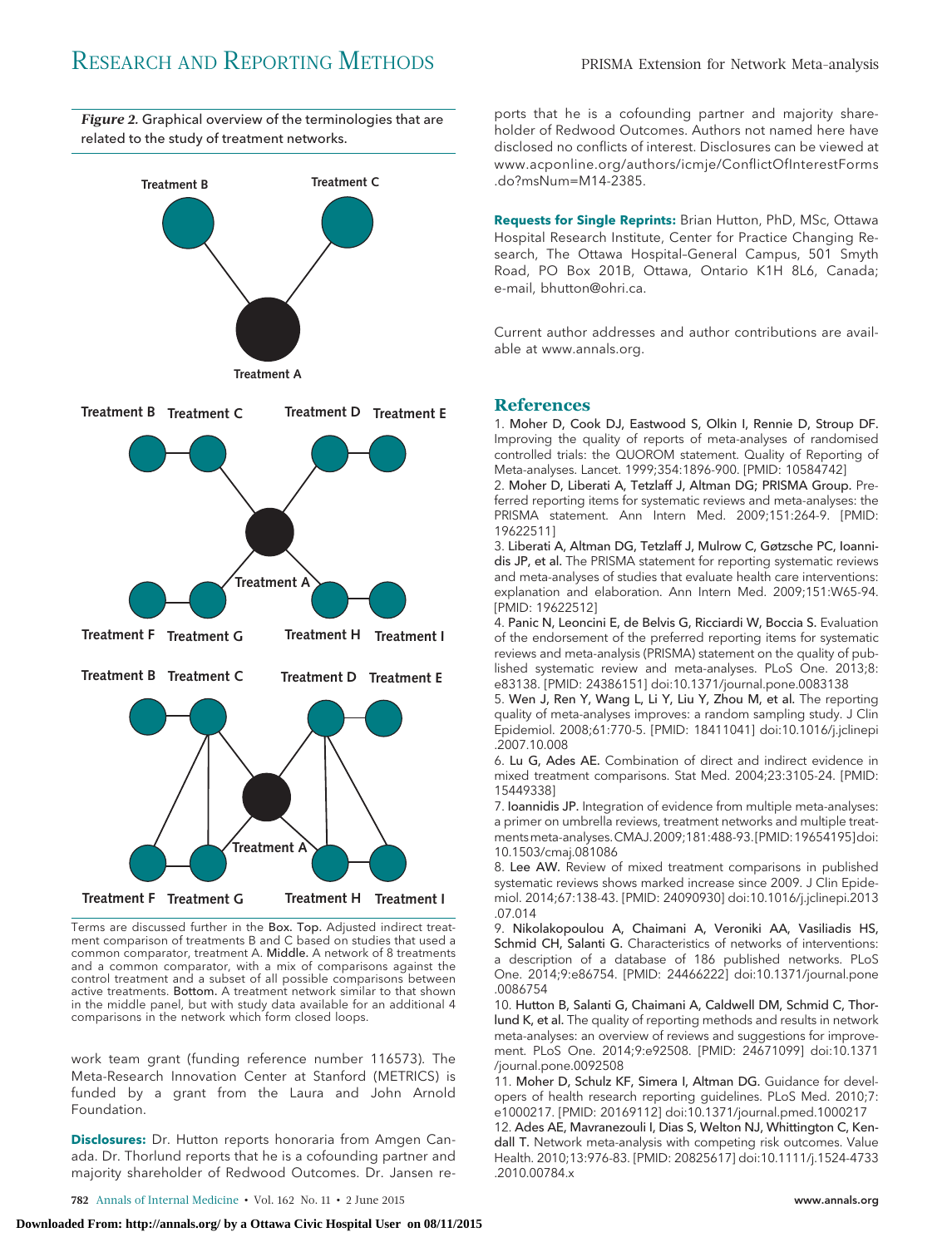*Figure 2.* Graphical overview of the terminologies that are related to the study of treatment networks.

Terms are discussed further in the **Box. Top.** Adjusted indirect treatment comparison of treatments B and C based on studies that used a common comparator, treatment A. **Middle.** A network of 8 treatments and a common comparator, with a mix of comparisons against the control treatment and a subset of all possible comparisons between active treatments. **Bottom.** A treatment network similar to that shown in the middle panel, but with study data available for an additional 4 comparisons in the network which form closed loops.

work team grant (funding reference number 116573). The Meta-Research Innovation Center at Stanford (METRICS) is funded by a grant from the Laura and John Arnold Foundation.

**Disclosures:** Dr. Hutton reports honoraria from Amgen Canada. Dr. Thorlund reports that he is a cofounding partner and majority shareholder of Redwood Outcomes. Dr. Jansen reports that he is a cofounding partner and majority shareholder of Redwood Outcomes. Authors not named here have disclosed no conflicts of interest. Disclosures can be viewed at www.acponline.org/authors/icmje/ConflictOfInterestForms.do?msNum=M14-2385.

**Requests for Single Reprints:** Brian Hutton, PhD, MSc, Ottawa Hospital Research Institute, Center for Practice Changing Research, The Ottawa Hospital–General Campus, 501 Smyth Road, PO Box 201B, Ottawa, Ontario K1H 8L6, Canada; e-mail, bhutton@ohri.ca.

Current author addresses and author contributions are available at www.annals.org.

## References

1. Moher D, Cook DJ, Eastwood S, Olkin I, Rennie D, Stroup DF. Improving the quality of reports of meta-analyses of randomised controlled trials: the QUOROM statement. Quality of Reporting of Meta-analyses. Lancet. 1999;354:1896-900. [PMID: 10584742]
2. Moher D, Liberati A, Tetzlaff J, Altman DG; PRISMA Group. Preferred reporting items for systematic reviews and meta-analyses: the PRISMA statement. Ann Intern Med. 2009;151:264-9. [PMID: 19622511]
3. Liberati A, Altman DG, Tetzlaff J, Mulrow C, Gøtzsche PC, Ioannidis JP, et al. The PRISMA statement for reporting systematic reviews and meta-analyses of studies that evaluate health care interventions: explanation and elaboration. Ann Intern Med. 2009;151:W65-94. [PMID: 19622512]
4. Panic N, Leoncini E, de Belvis G, Ricciardi W, Boccia S. Evaluation of the endorsement of the preferred reporting items for systematic reviews and meta-analysis (PRISMA) statement on the quality of published systematic review and meta-analyses. PLoS One. 2013;8:e83138. [PMID: 24386151] doi:10.1371/journal.pone.0083138
5. Wen J, Ren Y, Wang L, Li Y, Liu Y, Zhou M, et al. The reporting quality of meta-analyses improves: a random sampling study. J Clin Epidemiol. 2008;61:770-5. [PMID: 18411041] doi:10.1016/j.jclinepi.2007.10.008
6. Lu G, Ades AE. Combination of direct and indirect evidence in mixed treatment comparisons. Stat Med. 2004;23:3105-24. [PMID: 15449338]
7. Ioannidis JP. Integration of evidence from multiple meta-analyses: a primer on umbrella reviews, treatment networks and multiple treatments meta-analyses. CMAJ. 2009;181:488-93. [PMID: 19654195] doi:10.1503/cmaj.081086
8. Lee AW. Review of mixed treatment comparisons in published systematic reviews shows marked increase since 2009. J Clin Epidemiol. 2014;67:138-43. [PMID: 24090930] doi:10.1016/j.jclinepi.2013.07.014
9. Nikolakopoulou A, Chaimani A, Veroniki AA, Vasiliadis HS, Schmid CH, Salanti G. Characteristics of networks of interventions: a description of a database of 186 published networks. PLoS One. 2014;9:e86754. [PMID: 24466222] doi:10.1371/journal.pone.0086754
10. Hutton B, Salanti G, Chaimani A, Caldwell DM, Schmid C, Thorlund K, et al. The quality of reporting methods and results in network meta-analyses: an overview of reviews and suggestions for improvement. PLoS One. 2014;9:e92508. [PMID: 24671099] doi:10.1371/journal.pone.0092508
11. Moher D, Schulz KF, Simera I, Altman DG. Guidance for developers of health research reporting guidelines. PLoS Med. 2010;7:e1000217. [PMID: 20169112] doi:10.1371/journal.pmed.1000217
12. Ades AE, Mavranezouli I, Dias S, Welton NJ, Whittington C, Kendall T. Network meta-analysis with competing risk outcomes. Value Health. 2010;13:976-83. [PMID: 20825617] doi:10.1111/j.1524-4733.2010.00784.x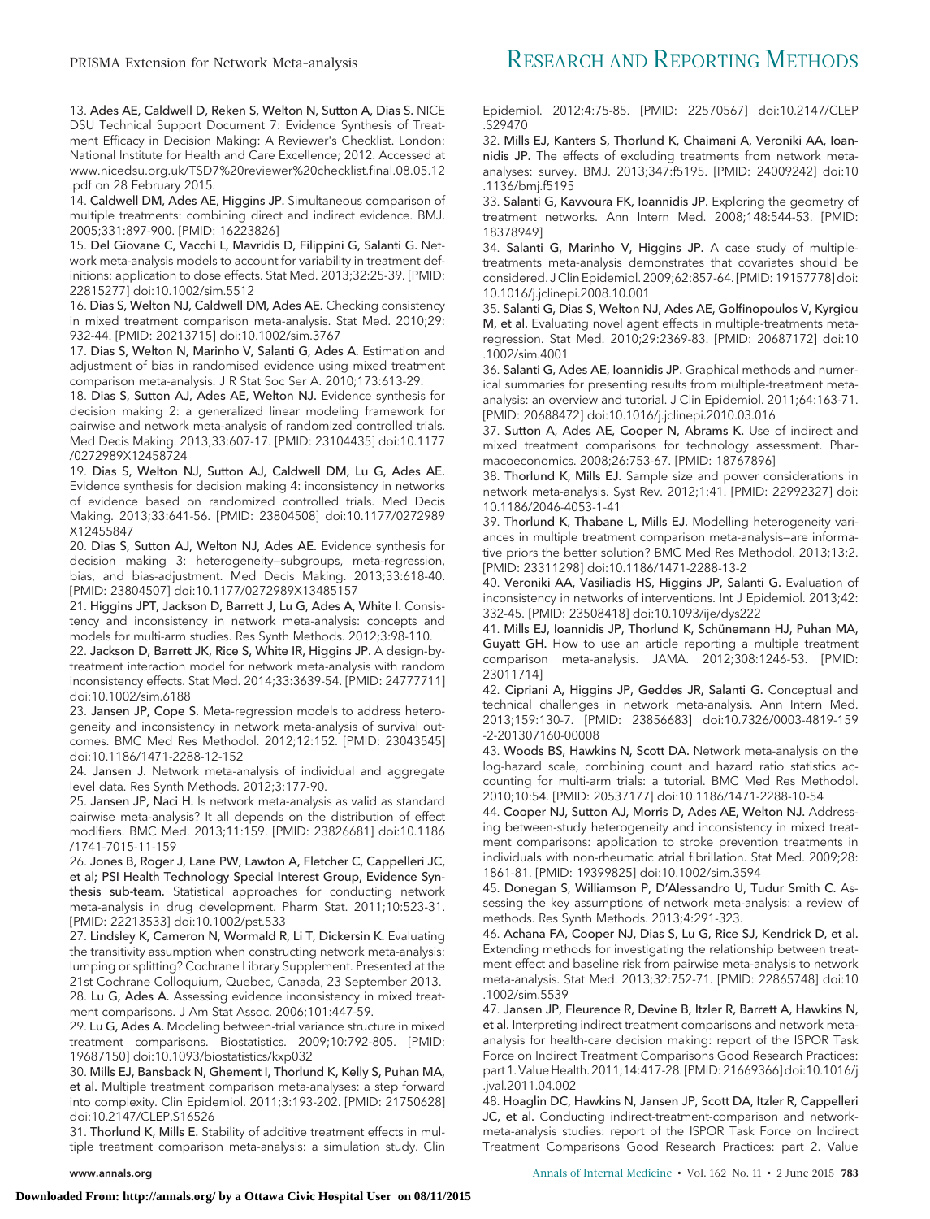13. Ades AE, Caldwell D, Reken S, Welton N, Sutton A, Dias S. NICE DSU Technical Support Document 7: Evidence Synthesis of Treatment Efficacy in Decision Making: A Reviewer's Checklist. London: National Institute for Health and Care Excellence; 2012. Accessed at www.nicedsu.org.uk/TSD7%20reviewer%20checklist.final.08.05.12.pdf on 28 February 2015.

14. Caldwell DM, Ades AE, Higgins JP. Simultaneous comparison of multiple treatments: combining direct and indirect evidence. BMJ. 2005;331:897-900. [PMID: 16223826]

15. Del Giovane C, Vacchi L, Mavridis D, Filippini G, Salanti G. Network meta-analysis models to account for variability in treatment definitions: application to dose effects. Stat Med. 2013;32:25-39. [PMID: 22815277] doi:10.1002/sim.5512

16. Dias S, Welton NJ, Caldwell DM, Ades AE. Checking consistency in mixed treatment comparison meta-analysis. Stat Med. 2010;29:932-44. [PMID: 20213715] doi:10.1002/sim.3767

17. Dias S, Welton N, Marinho V, Salanti G, Ades A. Estimation and adjustment of bias in randomised evidence using mixed treatment comparison meta-analysis. J R Stat Soc Ser A. 2010;173:613-29.

18. Dias S, Sutton AJ, Ades AE, Welton NJ. Evidence synthesis for decision making 2: a generalized linear modeling framework for pairwise and network meta-analysis of randomized controlled trials. Med Decis Making. 2013;33:607-17. [PMID: 23104435] doi:10.1177/0272989X12458724

19. Dias S, Welton NJ, Sutton AJ, Caldwell DM, Lu G, Ades AE. Evidence synthesis for decision making 4: inconsistency in networks of evidence based on randomized controlled trials. Med Decis Making. 2013;33:641-56. [PMID: 23804508] doi:10.1177/0272989X12455847

20. Dias S, Sutton AJ, Welton NJ, Ades AE. Evidence synthesis for decision making 3: heterogeneity—subgroups, meta-regression, bias, and bias-adjustment. Med Decis Making. 2013;33:618-40. [PMID: 23804507] doi:10.1177/0272989X13485157

21. Higgins JPT, Jackson D, Barrett J, Lu G, Ades A, White I. Consistency and inconsistency in network meta-analysis: concepts and models for multi-arm studies. Res Synth Methods. 2012;3:98-110.

22. Jackson D, Barrett JK, Rice S, White IR, Higgins JP. A design-by-treatment interaction model for network meta-analysis with random inconsistency effects. Stat Med. 2014;33:3639-54. [PMID: 24777711] doi:10.1002/sim.6188

23. Jansen JP, Cope S. Meta-regression models to address heterogeneity and inconsistency in network meta-analysis of survival outcomes. BMC Med Res Methodol. 2012;12:152. [PMID: 23043545] doi:10.1186/1471-2288-12-152

24. Jansen J. Network meta-analysis of individual and aggregate level data. Res Synth Methods. 2012;3:177-90.

25. Jansen JP, Naci H. Is network meta-analysis as valid as standard pairwise meta-analysis? It all depends on the distribution of effect modifiers. BMC Med. 2013;11:159. [PMID: 23826681] doi:10.1186/1741-7015-11-159

26. Jones B, Roger J, Lane PW, Lawton A, Fletcher C, Cappelleri JC, et al; PSI Health Technology Special Interest Group, Evidence Synthesis sub-team. Statistical approaches for conducting network meta-analysis in drug development. Pharm Stat. 2011;10:523-31. [PMID: 22213533] doi:10.1002/pst.533

27. Lindsley K, Cameron N, Wormald R, Li T, Dickersin K. Evaluating the transitivity assumption when constructing network meta-analysis: lumping or splitting? Cochrane Library Supplement. Presented at the 21st Cochrane Colloquium, Quebec, Canada, 23 September 2013.

28. Lu G, Ades A. Assessing evidence inconsistency in mixed treatment comparisons. J Am Stat Assoc. 2006;101:447-59.

29. Lu G, Ades A. Modeling between-trial variance structure in mixed treatment comparisons. Biostatistics. 2009;10:792-805. [PMID: 19687150] doi:10.1093/biostatistics/kxp032

30. Mills EJ, Bansback N, Ghement I, Thorlund K, Kelly S, Puhan MA, et al. Multiple treatment comparison meta-analyses: a step forward into complexity. Clin Epidemiol. 2011;3:193-202. [PMID: 21750628] doi:10.2147/CLEP.S16526

31. Thorlund K, Mills E. Stability of additive treatment effects in multiple treatment comparison meta-analysis: a simulation study. Clin Epidemiol. 2012;4:75-85. [PMID: 22570567] doi:10.2147/CLEP.S29470

32. Mills EJ, Kanters S, Thorlund K, Chaimani A, Veroniki AA, Ioannidis JP. The effects of excluding treatments from network meta-analyses: survey. BMJ. 2013;347:f5195. [PMID: 24009242] doi:10.1136/bmj.f5195

33. Salanti G, Kavvoura FK, Ioannidis JP. Exploring the geometry of treatment networks. Ann Intern Med. 2008;148:544-53. [PMID: 18378949]

34. Salanti G, Marinho V, Higgins JP. A case study of multiple-treatments meta-analysis demonstrates that covariates should be considered. J Clin Epidemiol. 2009;62:857-64. [PMID: 19157778] doi:10.1016/j.jclinepi.2008.10.001

35. Salanti G, Dias S, Welton NJ, Ades AE, Golfinopoulos V, Kyrgiou M, et al. Evaluating novel agent effects in multiple-treatments meta-regression. Stat Med. 2010;29:2369-83. [PMID: 20687172] doi:10.1002/sim.4001

36. Salanti G, Ades AE, Ioannidis JP. Graphical methods and numerical summaries for presenting results from multiple-treatment meta-analysis: an overview and tutorial. J Clin Epidemiol. 2011;64:163-71. [PMID: 20688472] doi:10.1016/j.jclinepi.2010.03.016

37. Sutton A, Ades AE, Cooper N, Abrams K. Use of indirect and mixed treatment comparisons for technology assessment. Pharmacoeconomics. 2008;26:753-67. [PMID: 18767896]

38. Thorlund K, Mills EJ. Sample size and power considerations in network meta-analysis. Syst Rev. 2012;1:41. [PMID: 22992327] doi:10.1186/2046-4053-1-41

39. Thorlund K, Thabane L, Mills EJ. Modelling heterogeneity variances in multiple treatment comparison meta-analysis—are informative priors the better solution? BMC Med Res Methodol. 2013;13:2. [PMID: 23311298] doi:10.1186/1471-2288-13-2

40. Veroniki AA, Vasiliadis HS, Higgins JP, Salanti G. Evaluation of inconsistency in networks of interventions. Int J Epidemiol. 2013;42:332-45. [PMID: 23508418] doi:10.1093/ije/dys222

41. Mills EJ, Ioannidis JP, Thorlund K, Schünemann HJ, Puhan MA, Guyatt GH. How to use an article reporting a multiple treatment comparison meta-analysis. JAMA. 2012;308:1246-53. [PMID: 23011714]

42. Cipriani A, Higgins JP, Geddes JR, Salanti G. Conceptual and technical challenges in network meta-analysis. Ann Intern Med. 2013;159:130-7. [PMID: 23856683] doi:10.7326/0003-4819-159-2-201307160-00008

43. Woods BS, Hawkins N, Scott DA. Network meta-analysis on the log-hazard scale, combining count and hazard ratio statistics accounting for multi-arm trials: a tutorial. BMC Med Res Methodol. 2010;10:54. [PMID: 20537177] doi:10.1186/1471-2288-10-54

44. Cooper NJ, Sutton AJ, Morris D, Ades AE, Welton NJ. Addressing between-study heterogeneity and inconsistency in mixed treatment comparisons: application to stroke prevention treatments in individuals with non-rheumatic atrial fibrillation. Stat Med. 2009;28:1861-81. [PMID: 19399825] doi:10.1002/sim.3594

45. Donegan S, Williamson P, D'Alessandro U, Tudur Smith C. Assessing the key assumptions of network meta-analysis: a review of methods. Res Synth Methods. 2013;4:291-323.

46. Achana FA, Cooper NJ, Dias S, Lu G, Rice SJ, Kendrick D, et al. Extending methods for investigating the relationship between treatment effect and baseline risk from pairwise meta-analysis to network meta-analysis. Stat Med. 2013;32:752-71. [PMID: 22865748] doi:10.1002/sim.5539

47. Jansen JP, Fleurence R, Devine B, Itzler R, Barrett A, Hawkins N, et al. Interpreting indirect treatment comparisons and network meta-analysis for health-care decision making: report of the ISPOR Task Force on Indirect Treatment Comparisons Good Research Practices: part 1. Value Health. 2011;14:417-28. [PMID: 21669366] doi:10.1016/j.jval.2011.04.002

48. Hoaglin DC, Hawkins N, Jansen JP, Scott DA, Itzler R, Cappelleri JC, et al. Conducting indirect-treatment-comparison and network-meta-analysis studies: report of the ISPOR Task Force on Indirect Treatment Comparisons Good Research Practices: part 2. Value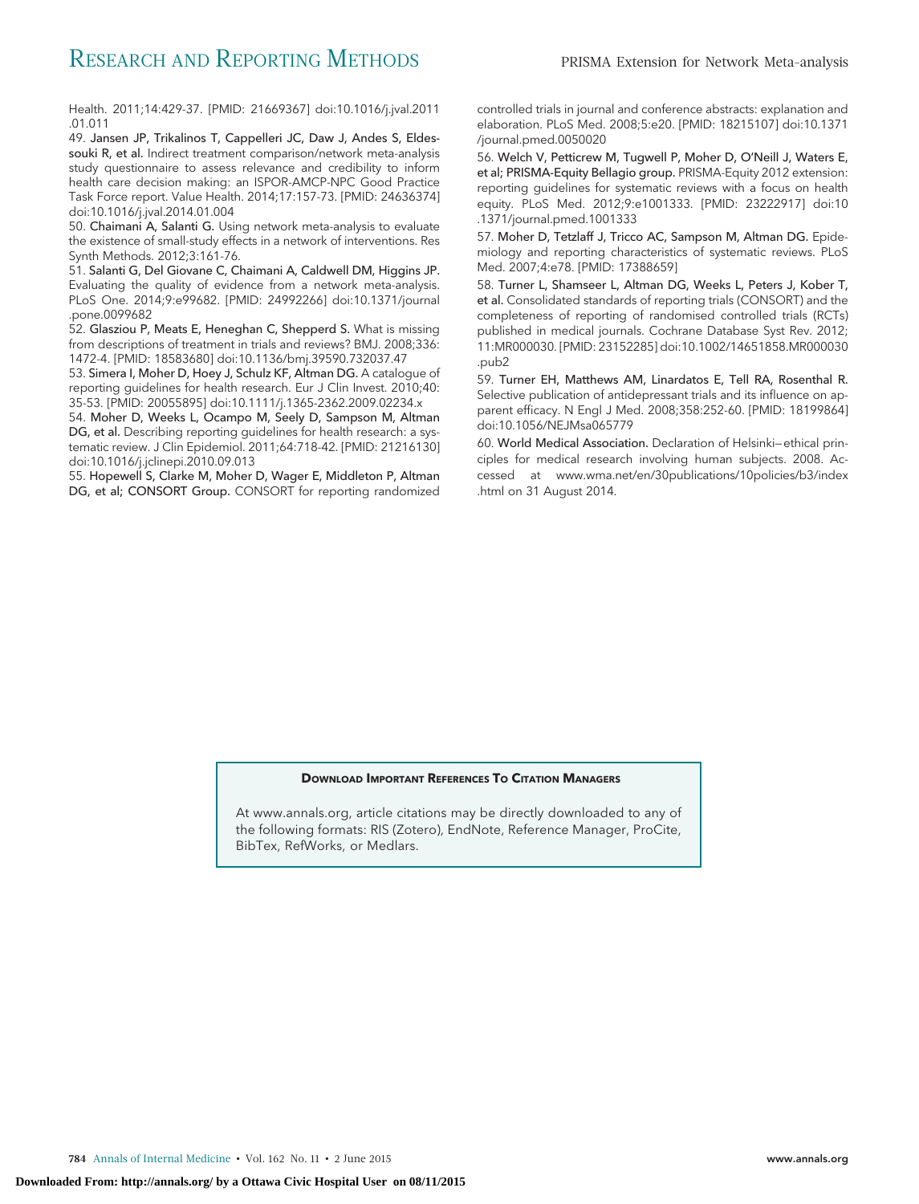Health. 2011;14:429-37. [PMID: 21669367] doi:10.1016/j.jval.2011.01.011

49. **Jansen JP, Trikalinos T, Cappelleri JC, Daw J, Andes S, Eldessouki R, et al.** Indirect treatment comparison/network meta-analysis study questionnaire to assess relevance and credibility to inform health care decision making: an ISPOR-AMCP-NPC Good Practice Task Force report. Value Health. 2014;17:157-73. [PMID: 24636374] doi:10.1016/j.jval.2014.01.004

50. **Chaimani A, Salanti G.** Using network meta-analysis to evaluate the existence of small-study effects in a network of interventions. Res Synth Methods. 2012;3:161-76.

51. **Salanti G, Del Giovane C, Chaimani A, Caldwell DM, Higgins JP.** Evaluating the quality of evidence from a network meta-analysis. PLoS One. 2014;9:e99682. [PMID: 24992266] doi:10.1371/journal.pone.0099682

52. **Glasziou P, Meats E, Heneghan C, Shepperd S.** What is missing from descriptions of treatment in trials and reviews? BMJ. 2008;336:1472-4. [PMID: 18583680] doi:10.1136/bmj.39590.732037.47

53. **Simera I, Moher D, Hoey J, Schulz KF, Altman DG.** A catalogue of reporting guidelines for health research. Eur J Clin Invest. 2010;40:35-53. [PMID: 20055895] doi:10.1111/j.1365-2362.2009.02234.x

54. **Moher D, Weeks L, Ocampo M, Seely D, Sampson M, Altman DG, et al.** Describing reporting guidelines for health research: a systematic review. J Clin Epidemiol. 2011;64:718-42. [PMID: 21216130] doi:10.1016/j.jclinepi.2010.09.013

55. **Hopewell S, Clarke M, Moher D, Wager E, Middleton P, Altman DG, et al; CONSORT Group.** CONSORT for reporting randomized controlled trials in journal and conference abstracts: explanation and elaboration. PLoS Med. 2008;5:e20. [PMID: 18215107] doi:10.1371/journal.pmed.0050020

56. **Welch V, Petticrew M, Tugwell P, Moher D, O'Neill J, Waters E, et al; PRISMA-Equity Bellagio group.** PRISMA-Equity 2012 extension: reporting guidelines for systematic reviews with a focus on health equity. PLoS Med. 2012;9:e1001333. [PMID: 23222917] doi:10.1371/journal.pmed.1001333

57. **Moher D, Tetzlaff J, Tricco AC, Sampson M, Altman DG.** Epidemiology and reporting characteristics of systematic reviews. PLoS Med. 2007;4:e78. [PMID: 17388659]

58. **Turner L, Shamseer L, Altman DG, Weeks L, Peters J, Kober T, et al.** Consolidated standards of reporting trials (CONSORT) and the completeness of reporting of randomised controlled trials (RCTs) published in medical journals. Cochrane Database Syst Rev. 2012;11:MR000030. [PMID: 23152285] doi:10.1002/14651858.MR000030.pub2

59. **Turner EH, Matthews AM, Linardatos E, Tell RA, Rosenthal R.** Selective publication of antidepressant trials and its influence on apparent efficacy. N Engl J Med. 2008;358:252-60. [PMID: 18199864] doi:10.1056/NEJMsa065779

60. **World Medical Association.** Declaration of Helsinki—ethical principles for medical research involving human subjects. 2008. Accessed at www.wma.net/en/30publications/10policies/b3/index.html on 31 August 2014.

**DOWNLOAD IMPORTANT REFERENCES TO CITATION MANAGERS**

At www.annals.org, article citations may be directly downloaded to any of the following formats: RIS (Zotero), EndNote, Reference Manager, ProCite, BibTex, RefWorks, or Medlars.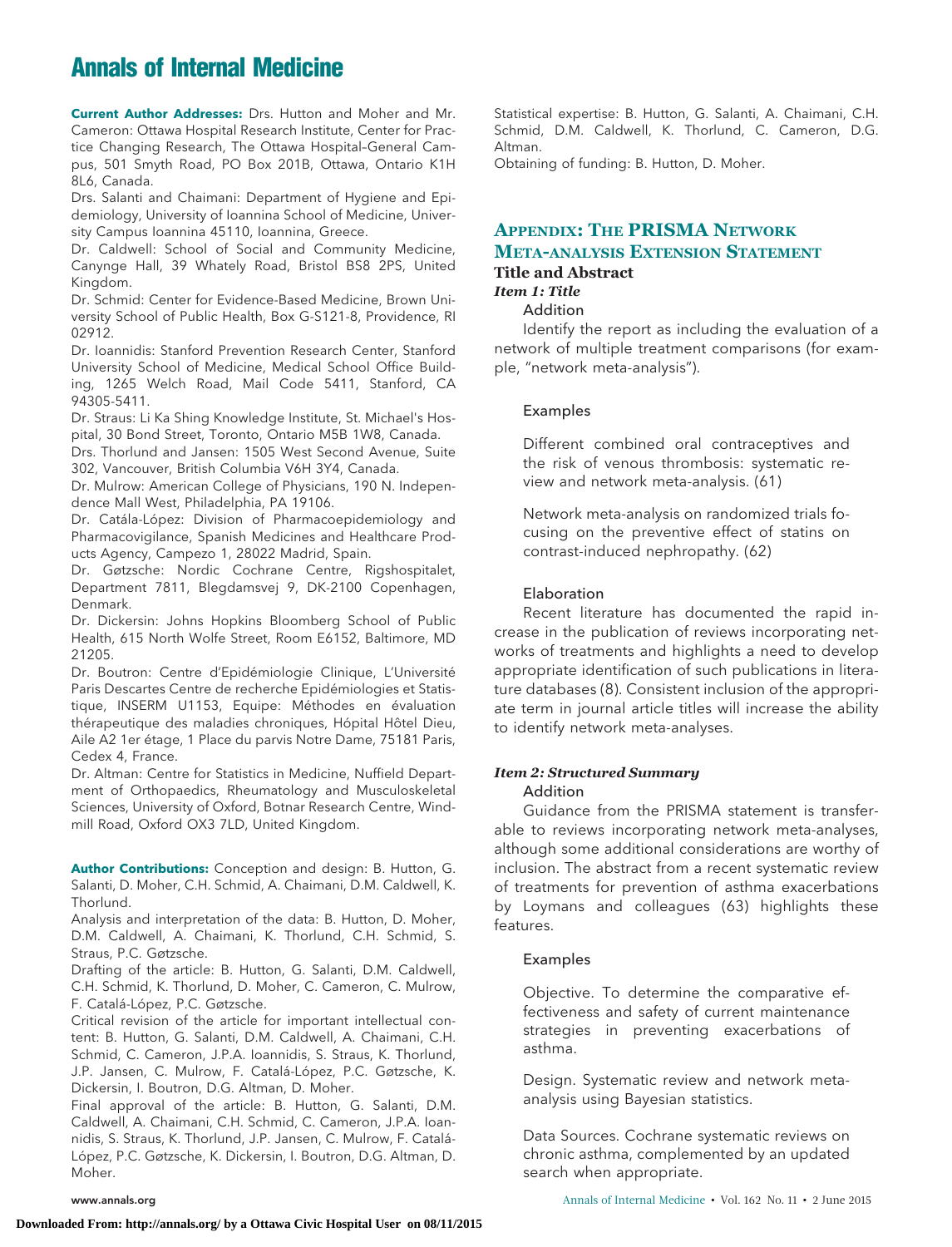**Current Author Addresses:** Drs. Hutton and Moher and Mr. Cameron: Ottawa Hospital Research Institute, Center for Practice Changing Research, The Ottawa Hospital–General Campus, 501 Smyth Road, PO Box 201B, Ottawa, Ontario K1H 8L6, Canada.

Drs. Salanti and Chaimani: Department of Hygiene and Epidemiology, University of Ioannina School of Medicine, University Campus Ioannina 45110, Ioannina, Greece.

Dr. Caldwell: School of Social and Community Medicine, Canynge Hall, 39 Whately Road, Bristol BS8 2PS, United Kingdom.

Dr. Schmid: Center for Evidence-Based Medicine, Brown University School of Public Health, Box G-S121-8, Providence, RI 02912.

Dr. Ioannidis: Stanford Prevention Research Center, Stanford University School of Medicine, Medical School Office Building, 1265 Welch Road, Mail Code 5411, Stanford, CA 94305-5411.

Dr. Straus: Li Ka Shing Knowledge Institute, St. Michael's Hospital, 30 Bond Street, Toronto, Ontario M5B 1W8, Canada.

Drs. Thorlund and Jansen: 1505 West Second Avenue, Suite 302, Vancouver, British Columbia V6H 3Y4, Canada.

Dr. Mulrow: American College of Physicians, 190 N. Independence Mall West, Philadelphia, PA 19106.

Dr. Catála-López: Division of Pharmacoepidemiology and Pharmacovigilance, Spanish Medicines and Healthcare Products Agency, Campezo 1, 28022 Madrid, Spain.

Dr. Gøtzsche: Nordic Cochrane Centre, Rigshospitalet, Department 7811, Blegdamsvej 9, DK-2100 Copenhagen, Denmark.

Dr. Dickersin: Johns Hopkins Bloomberg School of Public Health, 615 North Wolfe Street, Room E6152, Baltimore, MD 21205.

Dr. Boutron: Centre d'Epidémiologie Clinique, L'Université Paris Descartes Centre de recherche Epidémiologies et Statistique, INSERM U1153, Equipe: Méthodes en évaluation thérapeutique des maladies chroniques, Hôpital Hôtel Dieu, Aile A2 1er étage, 1 Place du parvis Notre Dame, 75181 Paris, Cedex 4, France.

Dr. Altman: Centre for Statistics in Medicine, Nuffield Department of Orthopaedics, Rheumatology and Musculoskeletal Sciences, University of Oxford, Botnar Research Centre, Windmill Road, Oxford OX3 7LD, United Kingdom.

**Author Contributions:** Conception and design: B. Hutton, G. Salanti, D. Moher, C.H. Schmid, A. Chaimani, D.M. Caldwell, K. Thorlund.

Analysis and interpretation of the data: B. Hutton, D. Moher, D.M. Caldwell, A. Chaimani, K. Thorlund, C.H. Schmid, S. Straus, P.C. Gøtzsche.

Drafting of the article: B. Hutton, G. Salanti, D.M. Caldwell, C.H. Schmid, K. Thorlund, D. Moher, C. Cameron, C. Mulrow, F. Catalá-López, P.C. Gøtzsche.

Critical revision of the article for important intellectual content: B. Hutton, G. Salanti, D.M. Caldwell, A. Chaimani, C.H. Schmid, C. Cameron, J.P.A. Ioannidis, S. Straus, K. Thorlund, J.P. Jansen, C. Mulrow, F. Catalá-López, P.C. Gøtzsche, K. Dickersin, I. Boutron, D.G. Altman, D. Moher.

Final approval of the article: B. Hutton, G. Salanti, D.M. Caldwell, A. Chaimani, C.H. Schmid, C. Cameron, J.P.A. Ioannidis, S. Straus, K. Thorlund, J.P. Jansen, C. Mulrow, F. Catalá-López, P.C. Gøtzsche, K. Dickersin, I. Boutron, D.G. Altman, D. Moher.

Statistical expertise: B. Hutton, G. Salanti, A. Chaimani, C.H. Schmid, D.M. Caldwell, K. Thorlund, C. Cameron, D.G. Altman.

Obtaining of funding: B. Hutton, D. Moher.

## Appendix: The PRISMA Network Meta-analysis Extension Statement

### Title and Abstract

#### *Item 1: Title*

Addition

Identify the report as including the evaluation of a network of multiple treatment comparisons (for example, "network meta-analysis").

Examples

> Different combined oral contraceptives and the risk of venous thrombosis: systematic review and network meta-analysis. (61)
>
> Network meta-analysis on randomized trials focusing on the preventive effect of statins on contrast-induced nephropathy. (62)

Elaboration

Recent literature has documented the rapid increase in the publication of reviews incorporating networks of treatments and highlights a need to develop appropriate identification of such publications in literature databases (8). Consistent inclusion of the appropriate term in journal article titles will increase the ability to identify network meta-analyses.

#### *Item 2: Structured Summary*

Addition

Guidance from the PRISMA statement is transferable to reviews incorporating network meta-analyses, although some additional considerations are worthy of inclusion. The abstract from a recent systematic review of treatments for prevention of asthma exacerbations by Loymans and colleagues (63) highlights these features.

Examples

> Objective. To determine the comparative effectiveness and safety of current maintenance strategies in preventing exacerbations of asthma.
>
> Design. Systematic review and network meta-analysis using Bayesian statistics.
>
> Data Sources. Cochrane systematic reviews on chronic asthma, complemented by an updated search when appropriate.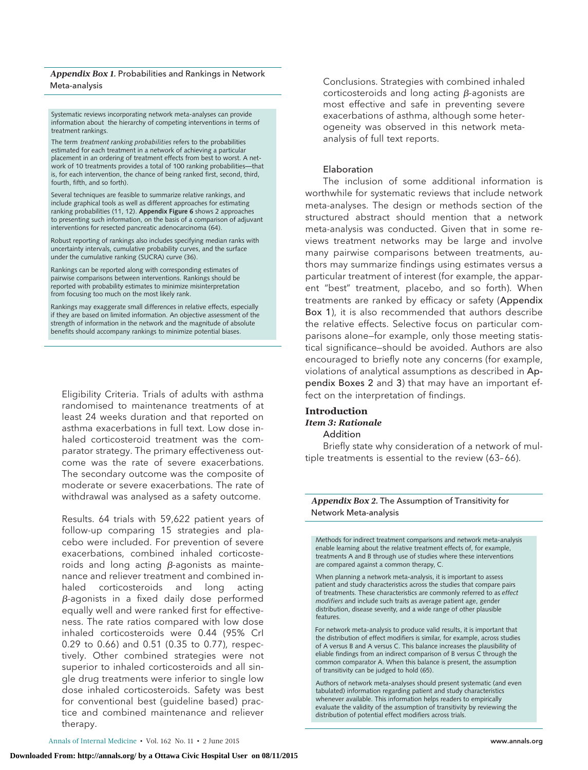***Appendix Box 1.*** Probabilities and Rankings in Network Meta-analysis

Systematic reviews incorporating network meta-analyses can provide information about the hierarchy of competing interventions in terms of treatment rankings.

The term *treatment ranking probabilities* refers to the probabilities estimated for each treatment in a network of achieving a particular placement in an ordering of treatment effects from best to worst. A network of 10 treatments provides a total of 100 ranking probabilities—that is, for each intervention, the chance of being ranked first, second, third, fourth, fifth, and so forth).

Several techniques are feasible to summarize relative rankings, and include graphical tools as well as different approaches for estimating ranking probabilities (11, 12). **Appendix Figure 6** shows 2 approaches to presenting such information, on the basis of a comparison of adjuvant interventions for resected pancreatic adenocarcinoma (64).

Robust reporting of rankings also includes specifying median ranks with uncertainty intervals, cumulative probability curves, and the surface under the cumulative ranking (SUCRA) curve (36).

Rankings can be reported along with corresponding estimates of pairwise comparisons between interventions. Rankings should be reported with probability estimates to minimize misinterpretation from focusing too much on the most likely rank.

Rankings may exaggerate small differences in relative effects, especially if they are based on limited information. An objective assessment of the strength of information in the network and the magnitude of absolute benefits should accompany rankings to minimize potential biases.

Eligibility Criteria. Trials of adults with asthma randomised to maintenance treatments of at least 24 weeks duration and that reported on asthma exacerbations in full text. Low dose inhaled corticosteroid treatment was the comparator strategy. The primary effectiveness outcome was the rate of severe exacerbations. The secondary outcome was the composite of moderate or severe exacerbations. The rate of withdrawal was analysed as a safety outcome.

Results. 64 trials with 59,622 patient years of follow-up comparing 15 strategies and placebo were included. For prevention of severe exacerbations, combined inhaled corticosteroids and long acting $\beta$-agonists as maintenance and reliever treatment and combined inhaled corticosteroids and long acting $\beta$-agonists in a fixed daily dose performed equally well and were ranked first for effectiveness. The rate ratios compared with low dose inhaled corticosteroids were 0.44 (95% CrI 0.29 to 0.66) and 0.51 (0.35 to 0.77), respectively. Other combined strategies were not superior to inhaled corticosteroids and all single drug treatments were inferior to single low dose inhaled corticosteroids. Safety was best for conventional best (guideline based) practice and combined maintenance and reliever therapy.

Conclusions. Strategies with combined inhaled corticosteroids and long acting $\beta$-agonists are most effective and safe in preventing severe exacerbations of asthma, although some heterogeneity was observed in this network meta-analysis of full text reports.

Elaboration

The inclusion of some additional information is worthwhile for systematic reviews that include network meta-analyses. The design or methods section of the structured abstract should mention that a network meta-analysis was conducted. Given that in some reviews treatment networks may be large and involve many pairwise comparisons between treatments, authors may summarize findings using estimates versus a particular treatment of interest (for example, the apparent "best" treatment, placebo, and so forth). When treatments are ranked by efficacy or safety (Appendix Box 1), it is also recommended that authors describe the relative effects. Selective focus on particular comparisons alone—for example, only those meeting statistical significance—should be avoided. Authors are also encouraged to briefly note any concerns (for example, violations of analytical assumptions as described in Appendix Boxes 2 and 3) that may have an important effect on the interpretation of findings.

## Introduction

### *Item 3: Rationale*

Addition

Briefly state why consideration of a network of multiple treatments is essential to the review (63–66).

***Appendix Box 2.*** The Assumption of Transitivity for Network Meta-analysis

Methods for indirect treatment comparisons and network meta-analysis enable learning about the relative treatment effects of, for example, treatments A and B through use of studies where these interventions are compared against a common therapy, C.

When planning a network meta-analysis, it is important to assess patient and study characteristics across the studies that compare pairs of treatments. These characteristics are commonly referred to as *effect modifiers* and include such traits as average patient age, gender distribution, disease severity, and a wide range of other plausible features.

For network meta-analysis to produce valid results, it is important that the distribution of effect modifiers is similar, for example, across studies of A versus B and A versus C. This balance increases the plausibility of eliable findings from an indirect comparison of B versus C through the common comparator A. When this balance is present, the assumption of transitivity can be judged to hold (65).

Authors of network meta-analyses should present systematic (and even tabulated) information regarding patient and study characteristics whenever available. This information helps readers to empirically evaluate the validity of the assumption of transitivity by reviewing the distribution of potential effect modifiers across trials.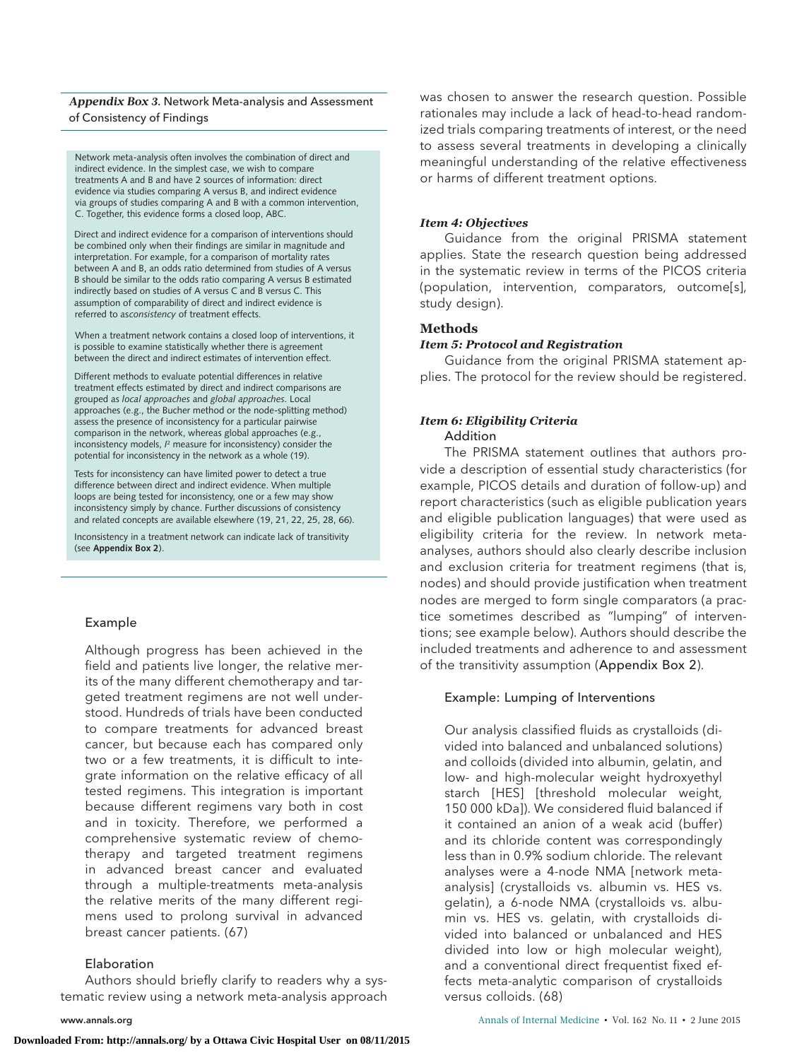***Appendix Box 3.*** Network Meta-analysis and Assessment of Consistency of Findings

Network meta-analysis often involves the combination of direct and indirect evidence. In the simplest case, we wish to compare treatments A and B and have 2 sources of information: direct evidence via studies comparing A versus B, and indirect evidence via groups of studies comparing A and B with a common intervention, C. Together, this evidence forms a closed loop, ABC.

Direct and indirect evidence for a comparison of interventions should be combined only when their findings are similar in magnitude and interpretation. For example, for a comparison of mortality rates between A and B, an odds ratio determined from studies of A versus B should be similar to the odds ratio comparing A versus B estimated indirectly based on studies of A versus C and B versus C. This assumption of comparability of direct and indirect evidence is referred to as *consistency* of treatment effects.

When a treatment network contains a closed loop of interventions, it is possible to examine statistically whether there is agreement between the direct and indirect estimates of intervention effect.

Different methods to evaluate potential differences in relative treatment effects estimated by direct and indirect comparisons are grouped as *local approaches* and *global approaches*. Local approaches (e.g., the Bucher method or the node-splitting method) assess the presence of inconsistency for a particular pairwise comparison in the network, whereas global approaches (e.g., inconsistency models, $I^2$ measure for inconsistency) consider the potential for inconsistency in the network as a whole (19).

Tests for inconsistency can have limited power to detect a true difference between direct and indirect evidence. When multiple loops are being tested for inconsistency, one or a few may show inconsistency simply by chance. Further discussions of consistency and related concepts are available elsewhere (19, 21, 22, 25, 28, 66).

Inconsistency in a treatment network can indicate lack of transitivity (see **Appendix Box 2**).

Example

> Although progress has been achieved in the field and patients live longer, the relative merits of the many different chemotherapy and targeted treatment regimens are not well understood. Hundreds of trials have been conducted to compare treatments for advanced breast cancer, but because each has compared only two or a few treatments, it is difficult to integrate information on the relative efficacy of all tested regimens. This integration is important because different regimens vary both in cost and in toxicity. Therefore, we performed a comprehensive systematic review of chemotherapy and targeted treatment regimens in advanced breast cancer and evaluated through a multiple-treatments meta-analysis the relative merits of the many different regimens used to prolong survival in advanced breast cancer patients. (67)

Elaboration

Authors should briefly clarify to readers why a systematic review using a network meta-analysis approach was chosen to answer the research question. Possible rationales may include a lack of head-to-head randomized trials comparing treatments of interest, or the need to assess several treatments in developing a clinically meaningful understanding of the relative effectiveness or harms of different treatment options.

#### *Item 4: Objectives*

Guidance from the original PRISMA statement applies. State the research question being addressed in the systematic review in terms of the PICOS criteria (population, intervention, comparators, outcome[s], study design).

## Methods

#### *Item 5: Protocol and Registration*

Guidance from the original PRISMA statement applies. The protocol for the review should be registered.

#### *Item 6: Eligibility Criteria*

Addition

The PRISMA statement outlines that authors provide a description of essential study characteristics (for example, PICOS details and duration of follow-up) and report characteristics (such as eligible publication years and eligible publication languages) that were used as eligibility criteria for the review. In network meta-analyses, authors should also clearly describe inclusion and exclusion criteria for treatment regimens (that is, nodes) and should provide justification when treatment nodes are merged to form single comparators (a practice sometimes described as "lumping" of interventions; see example below). Authors should describe the included treatments and adherence to and assessment of the transitivity assumption (**Appendix Box 2**).

Example: Lumping of Interventions

> Our analysis classified fluids as crystalloids (divided into balanced and unbalanced solutions) and colloids (divided into albumin, gelatin, and low- and high-molecular weight hydroxyethyl starch [HES] [threshold molecular weight, 150 000 kDa]). We considered fluid balanced if it contained an anion of a weak acid (buffer) and its chloride content was correspondingly less than in 0.9% sodium chloride. The relevant analyses were a 4-node NMA [network meta-analysis] (crystalloids vs. albumin vs. HES vs. gelatin), a 6-node NMA (crystalloids vs. albumin vs. HES vs. gelatin, with crystalloids divided into balanced or unbalanced and HES divided into low or high molecular weight), and a conventional direct frequentist fixed effects meta-analytic comparison of crystalloids versus colloids. (68)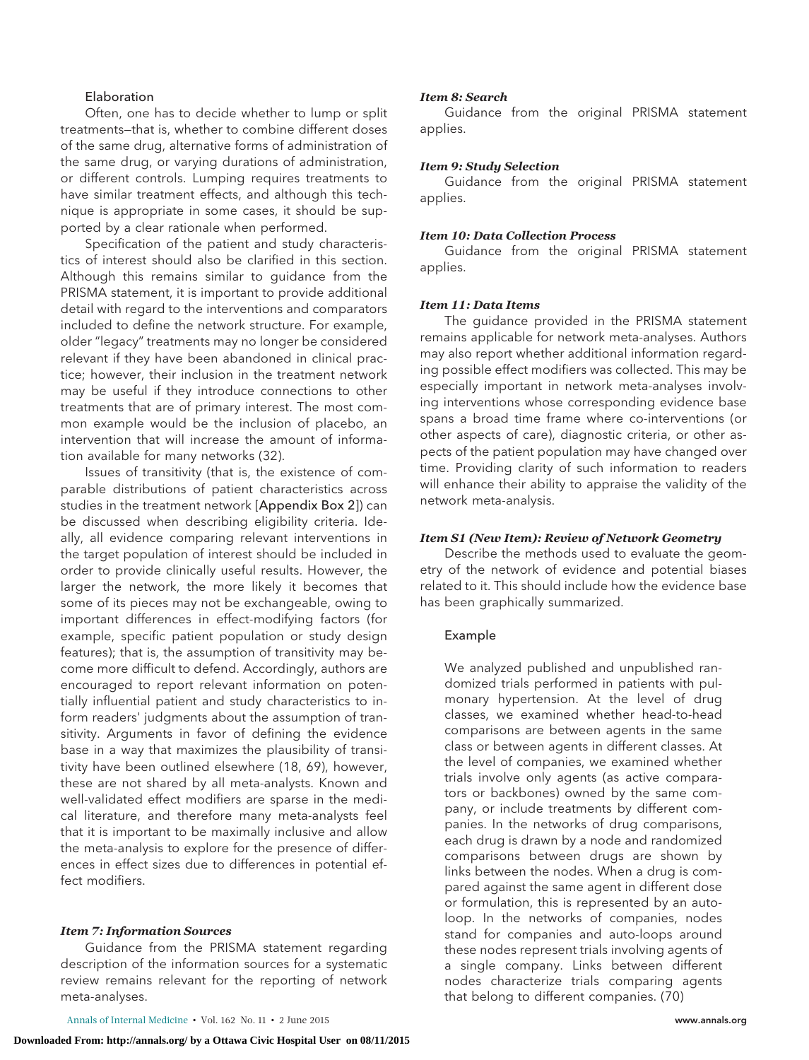#### Elaboration

Often, one has to decide whether to lump or split treatments—that is, whether to combine different doses of the same drug, alternative forms of administration of the same drug, or varying durations of administration, or different controls. Lumping requires treatments to have similar treatment effects, and although this technique is appropriate in some cases, it should be supported by a clear rationale when performed.

Specification of the patient and study characteristics of interest should also be clarified in this section. Although this remains similar to guidance from the PRISMA statement, it is important to provide additional detail with regard to the interventions and comparators included to define the network structure. For example, older "legacy" treatments may no longer be considered relevant if they have been abandoned in clinical practice; however, their inclusion in the treatment network may be useful if they introduce connections to other treatments that are of primary interest. The most common example would be the inclusion of placebo, an intervention that will increase the amount of information available for many networks (32).

Issues of transitivity (that is, the existence of comparable distributions of patient characteristics across studies in the treatment network [**Appendix Box 2**]) can be discussed when describing eligibility criteria. Ideally, all evidence comparing relevant interventions in the target population of interest should be included in order to provide clinically useful results. However, the larger the network, the more likely it becomes that some of its pieces may not be exchangeable, owing to important differences in effect-modifying factors (for example, specific patient population or study design features); that is, the assumption of transitivity may become more difficult to defend. Accordingly, authors are encouraged to report relevant information on potentially influential patient and study characteristics to inform readers' judgments about the assumption of transitivity. Arguments in favor of defining the evidence base in a way that maximizes the plausibility of transitivity have been outlined elsewhere (18, 69), however, these are not shared by all meta-analysts. Known and well-validated effect modifiers are sparse in the medical literature, and therefore many meta-analysts feel that it is important to be maximally inclusive and allow the meta-analysis to explore for the presence of differences in effect sizes due to differences in potential effect modifiers.

### *Item 7: Information Sources*

Guidance from the PRISMA statement regarding description of the information sources for a systematic review remains relevant for the reporting of network meta-analyses.

### *Item 8: Search*

Guidance from the original PRISMA statement applies.

### *Item 9: Study Selection*

Guidance from the original PRISMA statement applies.

### *Item 10: Data Collection Process*

Guidance from the original PRISMA statement applies.

### *Item 11: Data Items*

The guidance provided in the PRISMA statement remains applicable for network meta-analyses. Authors may also report whether additional information regarding possible effect modifiers was collected. This may be especially important in network meta-analyses involving interventions whose corresponding evidence base spans a broad time frame where co-interventions (or other aspects of care), diagnostic criteria, or other aspects of the patient population may have changed over time. Providing clarity of such information to readers will enhance their ability to appraise the validity of the network meta-analysis.

### *Item S1 (New Item): Review of Network Geometry*

Describe the methods used to evaluate the geometry of the network of evidence and potential biases related to it. This should include how the evidence base has been graphically summarized.

#### Example

> We analyzed published and unpublished randomized trials performed in patients with pulmonary hypertension. At the level of drug classes, we examined whether head-to-head comparisons are between agents in the same class or between agents in different classes. At the level of companies, we examined whether trials involve only agents (as active comparators or backbones) owned by the same company, or include treatments by different companies. In the networks of drug comparisons, each drug is drawn by a node and randomized comparisons between drugs are shown by links between the nodes. When a drug is compared against the same agent in different dose or formulation, this is represented by an autoloop. In the networks of companies, nodes stand for companies and auto-loops around these nodes represent trials involving agents of a single company. Links between different nodes characterize trials comparing agents that belong to different companies. (70)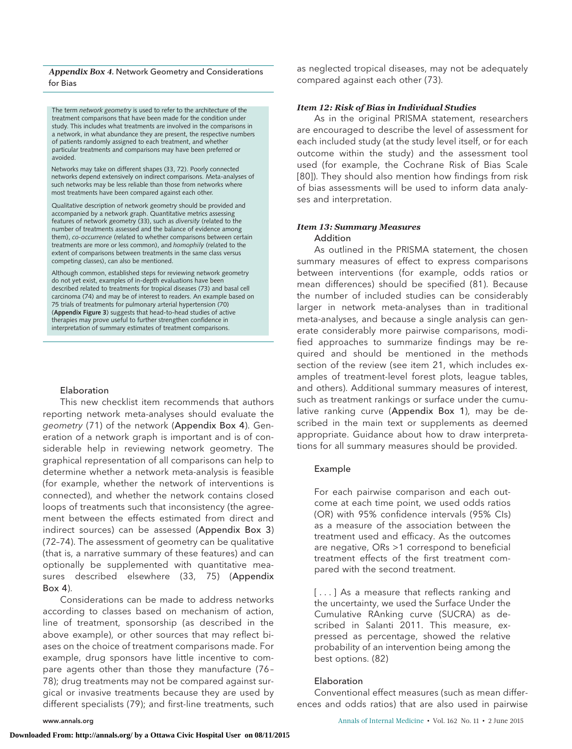***Appendix Box 4.*** **Network Geometry and Considerations for Bias**

The term *network geometry* is used to refer to the architecture of the treatment comparisons that have been made for the condition under study. This includes what treatments are involved in the comparisons in a network, in what abundance they are present, the respective numbers of patients randomly assigned to each treatment, and whether particular treatments and comparisons may have been preferred or avoided.

Networks may take on different shapes (33, 72). Poorly connected networks depend extensively on indirect comparisons. Meta-analyses of such networks may be less reliable than those from networks where most treatments have been compared against each other.

Qualitative description of network geometry should be provided and accompanied by a network graph. Quantitative metrics assessing features of network geometry (33), such as *diversity* (related to the number of treatments assessed and the balance of evidence among them), *co-occurrence* (related to whether comparisons between certain treatments are more or less common), and *homophily* (related to the extent of comparisons between treatments in the same class versus competing classes), can also be mentioned.

Although common, established steps for reviewing network geometry do not yet exist, examples of in-depth evaluations have been described related to treatments for tropical diseases (73) and basal cell carcinoma (74) and may be of interest to readers. An example based on 75 trials of treatments for pulmonary arterial hypertension (70) (**Appendix Figure 3**) suggests that head-to-head studies of active therapies may prove useful to further strengthen confidence in interpretation of summary estimates of treatment comparisons.

#### Elaboration

This new checklist item recommends that authors reporting network meta-analyses should evaluate the *geometry* (71) of the network (**Appendix Box 4**). Generation of a network graph is important and is of considerable help in reviewing network geometry. The graphical representation of all comparisons can help to determine whether a network meta-analysis is feasible (for example, whether the network of interventions is connected), and whether the network contains closed loops of treatments such that inconsistency (the agreement between the effects estimated from direct and indirect sources) can be assessed (**Appendix Box 3**) (72–74). The assessment of geometry can be qualitative (that is, a narrative summary of these features) and can optionally be supplemented with quantitative measures described elsewhere (33, 75) (**Appendix Box 4**).

Considerations can be made to address networks according to classes based on mechanism of action, line of treatment, sponsorship (as described in the above example), or other sources that may reflect biases on the choice of treatment comparisons made. For example, drug sponsors have little incentive to compare agents other than those they manufacture (76–78); drug treatments may not be compared against surgical or invasive treatments because they are used by different specialists (79); and first-line treatments, such as neglected tropical diseases, may not be adequately compared against each other (73).

### *Item 12: Risk of Bias in Individual Studies*

As in the original PRISMA statement, researchers are encouraged to describe the level of assessment for each included study (at the study level itself, or for each outcome within the study) and the assessment tool used (for example, the Cochrane Risk of Bias Scale [80]). They should also mention how findings from risk of bias assessments will be used to inform data analyses and interpretation.

### *Item 13: Summary Measures*

#### Addition

As outlined in the PRISMA statement, the chosen summary measures of effect to express comparisons between interventions (for example, odds ratios or mean differences) should be specified (81). Because the number of included studies can be considerably larger in network meta-analyses than in traditional meta-analyses, and because a single analysis can generate considerably more pairwise comparisons, modified approaches to summarize findings may be required and should be mentioned in the methods section of the review (see item 21, which includes examples of treatment-level forest plots, league tables, and others). Additional summary measures of interest, such as treatment rankings or surface under the cumulative ranking curve (**Appendix Box 1**), may be described in the main text or supplements as deemed appropriate. Guidance about how to draw interpretations for all summary measures should be provided.

#### Example

For each pairwise comparison and each outcome at each time point, we used odds ratios (OR) with 95% confidence intervals (95% CIs) as a measure of the association between the treatment used and efficacy. As the outcomes are negative, ORs >1 correspond to beneficial treatment effects of the first treatment compared with the second treatment.

[ . . . ] As a measure that reflects ranking and the uncertainty, we used the Surface Under the Cumulative RAnking curve (SUCRA) as described in Salanti 2011. This measure, expressed as percentage, showed the relative probability of an intervention being among the best options. (82)

#### Elaboration

Conventional effect measures (such as mean differences and odds ratios) that are also used in pairwise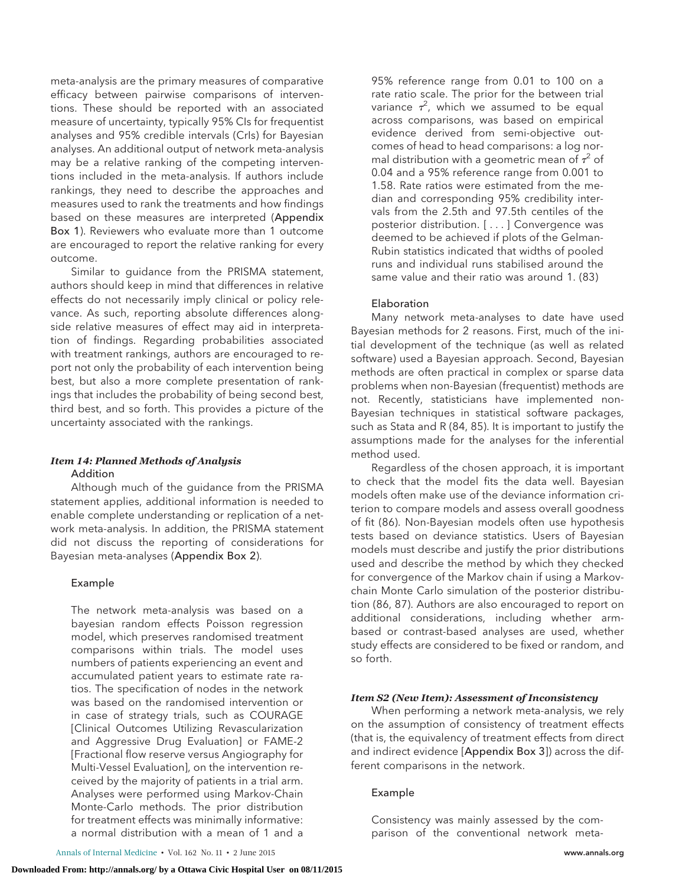meta-analysis are the primary measures of comparative efficacy between pairwise comparisons of interventions. These should be reported with an associated measure of uncertainty, typically 95% CIs for frequentist analyses and 95% credible intervals (CrIs) for Bayesian analyses. An additional output of network meta-analysis may be a relative ranking of the competing interventions included in the meta-analysis. If authors include rankings, they need to describe the approaches and measures used to rank the treatments and how findings based on these measures are interpreted (Appendix Box 1). Reviewers who evaluate more than 1 outcome are encouraged to report the relative ranking for every outcome.

Similar to guidance from the PRISMA statement, authors should keep in mind that differences in relative effects do not necessarily imply clinical or policy relevance. As such, reporting absolute differences alongside relative measures of effect may aid in interpretation of findings. Regarding probabilities associated with treatment rankings, authors are encouraged to report not only the probability of each intervention being best, but also a more complete presentation of rankings that includes the probability of being second best, third best, and so forth. This provides a picture of the uncertainty associated with the rankings.

### *Item 14: Planned Methods of Analysis*

#### Addition

Although much of the guidance from the PRISMA statement applies, additional information is needed to enable complete understanding or replication of a network meta-analysis. In addition, the PRISMA statement did not discuss the reporting of considerations for Bayesian meta-analyses (Appendix Box 2).

#### Example

> The network meta-analysis was based on a bayesian random effects Poisson regression model, which preserves randomised treatment comparisons within trials. The model uses numbers of patients experiencing an event and accumulated patient years to estimate rate ratios. The specification of nodes in the network was based on the randomised intervention or in case of strategy trials, such as COURAGE [Clinical Outcomes Utilizing Revascularization and Aggressive Drug Evaluation] or FAME-2 [Fractional flow reserve versus Angiography for Multi-Vessel Evaluation], on the intervention received by the majority of patients in a trial arm. Analyses were performed using Markov-Chain Monte-Carlo methods. The prior distribution for treatment effects was minimally informative: a normal distribution with a mean of 1 and a 95% reference range from 0.01 to 100 on a rate ratio scale. The prior for the between trial variance $\tau^2$, which we assumed to be equal across comparisons, was based on empirical evidence derived from semi-objective outcomes of head to head comparisons: a log normal distribution with a geometric mean of $\tau^2$ of 0.04 and a 95% reference range from 0.001 to 1.58. Rate ratios were estimated from the median and corresponding 95% credibility intervals from the 2.5th and 97.5th centiles of the posterior distribution. [ . . . ] Convergence was deemed to be achieved if plots of the Gelman-Rubin statistics indicated that widths of pooled runs and individual runs stabilised around the same value and their ratio was around 1. (83)

#### Elaboration

Many network meta-analyses to date have used Bayesian methods for 2 reasons. First, much of the initial development of the technique (as well as related software) used a Bayesian approach. Second, Bayesian methods are often practical in complex or sparse data problems when non-Bayesian (frequentist) methods are not. Recently, statisticians have implemented non-Bayesian techniques in statistical software packages, such as Stata and R (84, 85). It is important to justify the assumptions made for the analyses for the inferential method used.

Regardless of the chosen approach, it is important to check that the model fits the data well. Bayesian models often make use of the deviance information criterion to compare models and assess overall goodness of fit (86). Non-Bayesian models often use hypothesis tests based on deviance statistics. Users of Bayesian models must describe and justify the prior distributions used and describe the method by which they checked for convergence of the Markov chain if using a Markov-chain Monte Carlo simulation of the posterior distribution (86, 87). Authors are also encouraged to report on additional considerations, including whether arm-based or contrast-based analyses are used, whether study effects are considered to be fixed or random, and so forth.

### *Item S2 (New Item): Assessment of Inconsistency*

When performing a network meta-analysis, we rely on the assumption of consistency of treatment effects (that is, the equivalency of treatment effects from direct and indirect evidence [Appendix Box 3]) across the different comparisons in the network.

#### Example

> Consistency was mainly assessed by the comparison of the conventional network meta-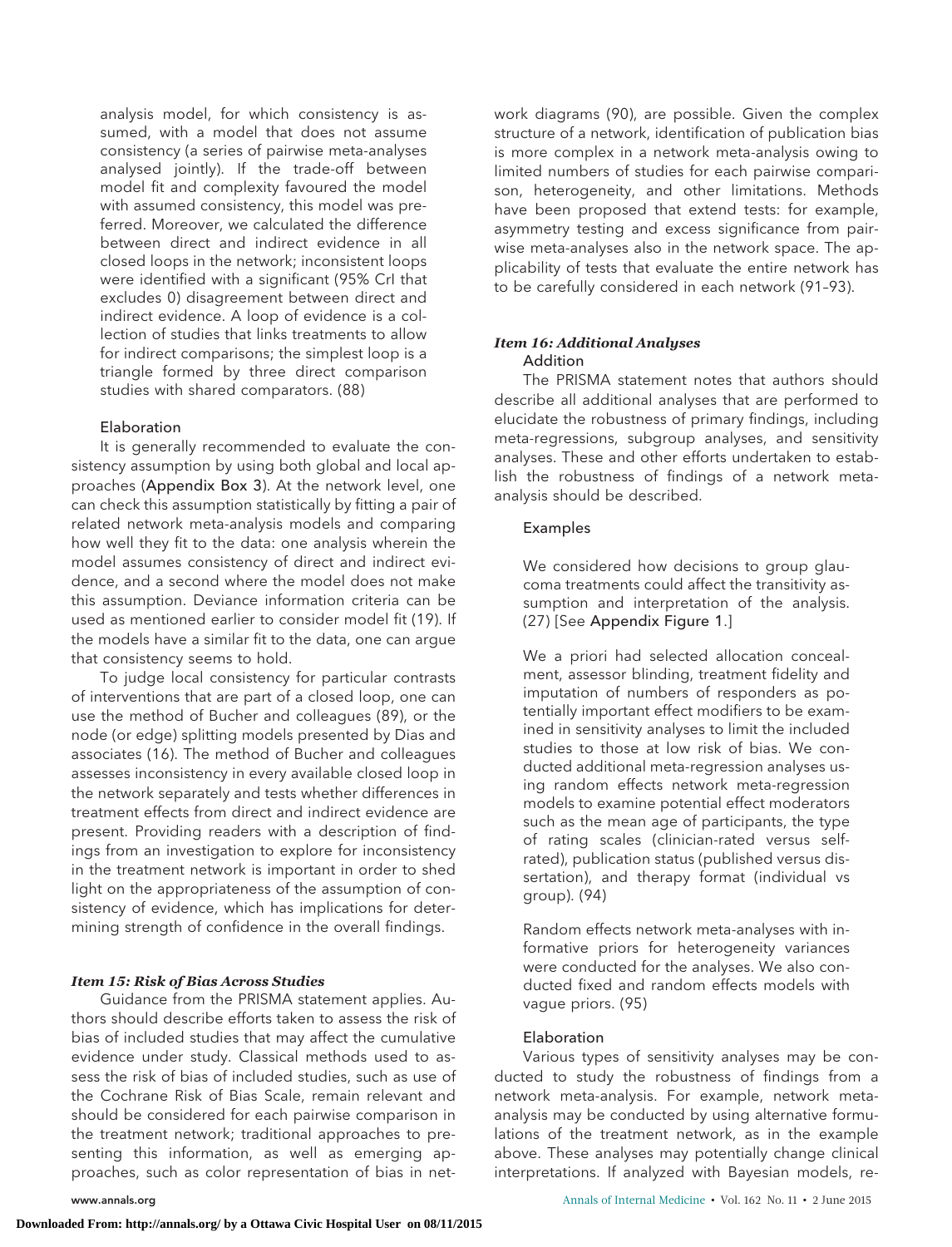analysis model, for which consistency is assumed, with a model that does not assume consistency (a series of pairwise meta-analyses analysed jointly). If the trade-off between model fit and complexity favoured the model with assumed consistency, this model was preferred. Moreover, we calculated the difference between direct and indirect evidence in all closed loops in the network; inconsistent loops were identified with a significant (95% CrI that excludes 0) disagreement between direct and indirect evidence. A loop of evidence is a collection of studies that links treatments to allow for indirect comparisons; the simplest loop is a triangle formed by three direct comparison studies with shared comparators. (88)

Elaboration

It is generally recommended to evaluate the consistency assumption by using both global and local approaches (Appendix Box 3). At the network level, one can check this assumption statistically by fitting a pair of related network meta-analysis models and comparing how well they fit to the data: one analysis wherein the model assumes consistency of direct and indirect evidence, and a second where the model does not make this assumption. Deviance information criteria can be used as mentioned earlier to consider model fit (19). If the models have a similar fit to the data, one can argue that consistency seems to hold.

To judge local consistency for particular contrasts of interventions that are part of a closed loop, one can use the method of Bucher and colleagues (89), or the node (or edge) splitting models presented by Dias and associates (16). The method of Bucher and colleagues assesses inconsistency in every available closed loop in the network separately and tests whether differences in treatment effects from direct and indirect evidence are present. Providing readers with a description of findings from an investigation to explore for inconsistency in the treatment network is important in order to shed light on the appropriateness of the assumption of consistency of evidence, which has implications for determining strength of confidence in the overall findings.

### *Item 15: Risk of Bias Across Studies*

Guidance from the PRISMA statement applies. Authors should describe efforts taken to assess the risk of bias of included studies that may affect the cumulative evidence under study. Classical methods used to assess the risk of bias of included studies, such as use of the Cochrane Risk of Bias Scale, remain relevant and should be considered for each pairwise comparison in the treatment network; traditional approaches to presenting this information, as well as emerging approaches, such as color representation of bias in network diagrams (90), are possible. Given the complex structure of a network, identification of publication bias is more complex in a network meta-analysis owing to limited numbers of studies for each pairwise comparison, heterogeneity, and other limitations. Methods have been proposed that extend tests: for example, asymmetry testing and excess significance from pairwise meta-analyses also in the network space. The applicability of tests that evaluate the entire network has to be carefully considered in each network (91–93).

### *Item 16: Additional Analyses*

Addition

The PRISMA statement notes that authors should describe all additional analyses that are performed to elucidate the robustness of primary findings, including meta-regressions, subgroup analyses, and sensitivity analyses. These and other efforts undertaken to establish the robustness of findings of a network meta-analysis should be described.

Examples

We considered how decisions to group glaucoma treatments could affect the transitivity assumption and interpretation of the analysis. (27) [See Appendix Figure 1.]

We a priori had selected allocation concealment, assessor blinding, treatment fidelity and imputation of numbers of responders as potentially important effect modifiers to be examined in sensitivity analyses to limit the included studies to those at low risk of bias. We conducted additional meta-regression analyses using random effects network meta-regression models to examine potential effect moderators such as the mean age of participants, the type of rating scales (clinician-rated versus self-rated), publication status (published versus dissertation), and therapy format (individual vs group). (94)

Random effects network meta-analyses with informative priors for heterogeneity variances were conducted for the analyses. We also conducted fixed and random effects models with vague priors. (95)

Elaboration

Various types of sensitivity analyses may be conducted to study the robustness of findings from a network meta-analysis. For example, network meta-analysis may be conducted by using alternative formulations of the treatment network, as in the example above. These analyses may potentially change clinical interpretations. If analyzed with Bayesian models, re-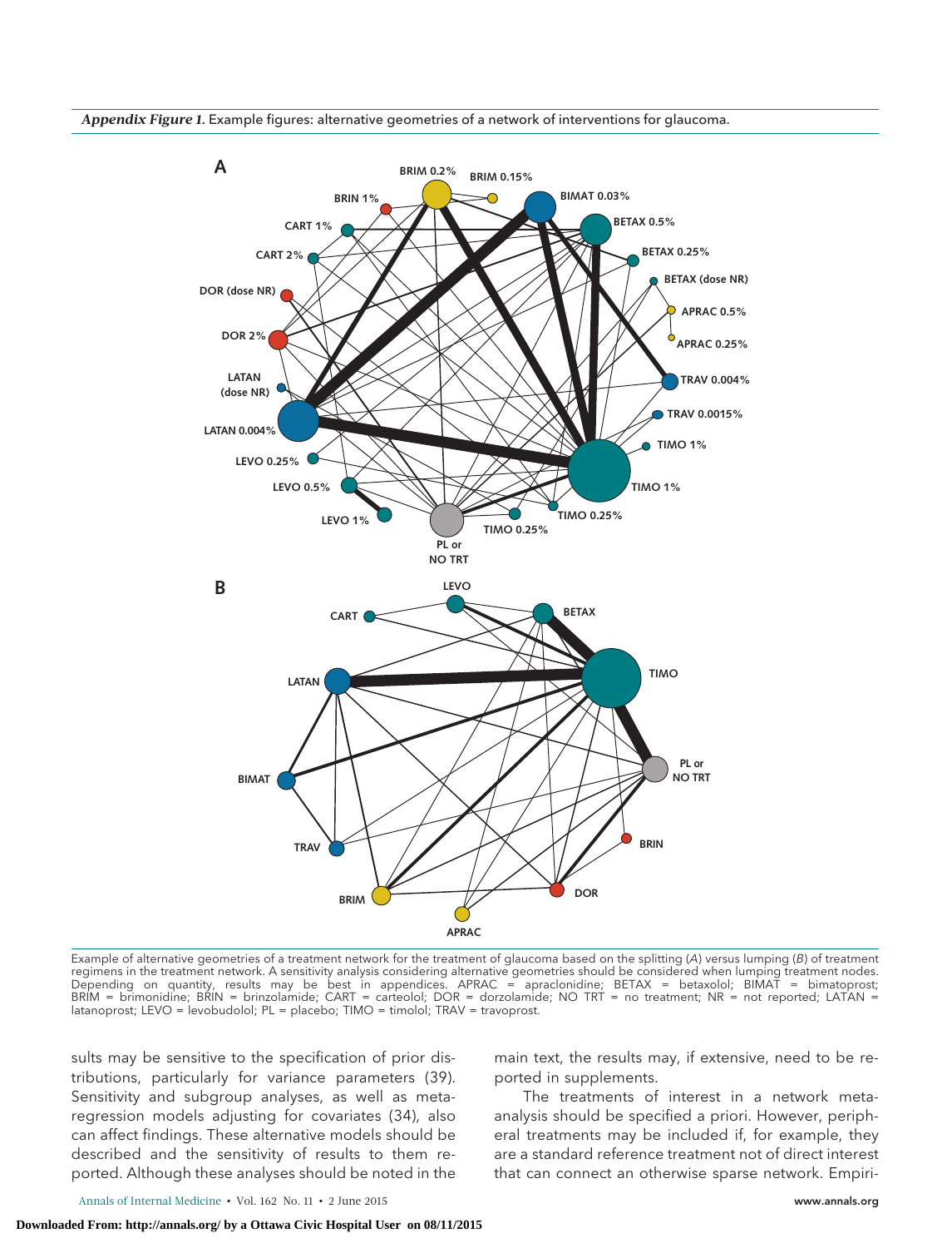*Appendix Figure 1.* Example figures: alternative geometries of a network of interventions for glaucoma.

Example of alternative geometries of a treatment network for the treatment of glaucoma based on the splitting (*A*) versus lumping (*B*) of treatment regimens in the treatment network. A sensitivity analysis considering alternative geometries should be considered when lumping treatment nodes. Depending on quantity, results may be best in appendices. APRAC = apraclonidine; BETAX = betaxolol; BIMAT = bimatoprost; BRIM = brimonidine; BRIN = brinzolamide; CART = carteolol; DOR = dorzolamide; NO TRT = no treatment; NR = not reported; LATAN = latanoprost; LEVO = levobudolol; PL = placebo; TIMO = timolol; TRAV = travoprost.

sults may be sensitive to the specification of prior distributions, particularly for variance parameters (39). Sensitivity and subgroup analyses, as well as meta-regression models adjusting for covariates (34), also can affect findings. These alternative models should be described and the sensitivity of results to them reported. Although these analyses should be noted in the main text, the results may, if extensive, need to be reported in supplements.

The treatments of interest in a network meta-analysis should be specified a priori. However, peripheral treatments may be included if, for example, they are a standard reference treatment not of direct interest that can connect an otherwise sparse network. Empiri-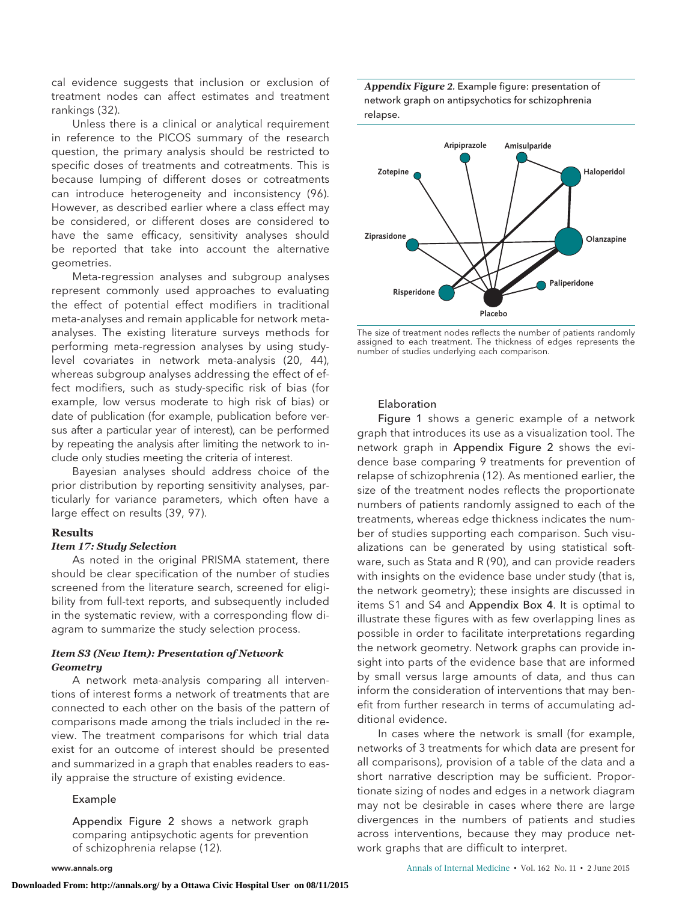cal evidence suggests that inclusion or exclusion of treatment nodes can affect estimates and treatment rankings (32).

Unless there is a clinical or analytical requirement in reference to the PICOS summary of the research question, the primary analysis should be restricted to specific doses of treatments and cotreatments. This is because lumping of different doses or cotreatments can introduce heterogeneity and inconsistency (96). However, as described earlier where a class effect may be considered, or different doses are considered to have the same efficacy, sensitivity analyses should be reported that take into account the alternative geometries.

Meta-regression analyses and subgroup analyses represent commonly used approaches to evaluating the effect of potential effect modifiers in traditional meta-analyses and remain applicable for network meta-analyses. The existing literature surveys methods for performing meta-regression analyses by using study-level covariates in network meta-analysis (20, 44), whereas subgroup analyses addressing the effect of effect modifiers, such as study-specific risk of bias (for example, low versus moderate to high risk of bias) or date of publication (for example, publication before versus after a particular year of interest), can be performed by repeating the analysis after limiting the network to include only studies meeting the criteria of interest.

Bayesian analyses should address choice of the prior distribution by reporting sensitivity analyses, particularly for variance parameters, which often have a large effect on results (39, 97).

## Results

### *Item 17: Study Selection*

As noted in the original PRISMA statement, there should be clear specification of the number of studies screened from the literature search, screened for eligibility from full-text reports, and subsequently included in the systematic review, with a corresponding flow diagram to summarize the study selection process.

### *Item S3 (New Item): Presentation of Network Geometry*

A network meta-analysis comparing all interventions of interest forms a network of treatments that are connected to each other on the basis of the pattern of comparisons made among the trials included in the review. The treatment comparisons for which trial data exist for an outcome of interest should be presented and summarized in a graph that enables readers to easily appraise the structure of existing evidence.

Example

Appendix Figure 2 shows a network graph comparing antipsychotic agents for prevention of schizophrenia relapse (12).

***Appendix Figure 2.*** Example figure: presentation of network graph on antipsychotics for schizophrenia relapse.

The size of treatment nodes reflects the number of patients randomly assigned to each treatment. The thickness of edges represents the number of studies underlying each comparison.

Elaboration

Figure 1 shows a generic example of a network graph that introduces its use as a visualization tool. The network graph in Appendix Figure 2 shows the evidence base comparing 9 treatments for prevention of relapse of schizophrenia (12). As mentioned earlier, the size of the treatment nodes reflects the proportionate numbers of patients randomly assigned to each of the treatments, whereas edge thickness indicates the number of studies supporting each comparison. Such visualizations can be generated by using statistical software, such as Stata and R (90), and can provide readers with insights on the evidence base under study (that is, the network geometry); these insights are discussed in items S1 and S4 and Appendix Box 4. It is optimal to illustrate these figures with as few overlapping lines as possible in order to facilitate interpretations regarding the network geometry. Network graphs can provide insight into parts of the evidence base that are informed by small versus large amounts of data, and thus can inform the consideration of interventions that may benefit from further research in terms of accumulating additional evidence.

In cases where the network is small (for example, networks of 3 treatments for which data are present for all comparisons), provision of a table of the data and a short narrative description may be sufficient. Proportionate sizing of nodes and edges in a network diagram may not be desirable in cases where there are large divergences in the numbers of patients and studies across interventions, because they may produce network graphs that are difficult to interpret.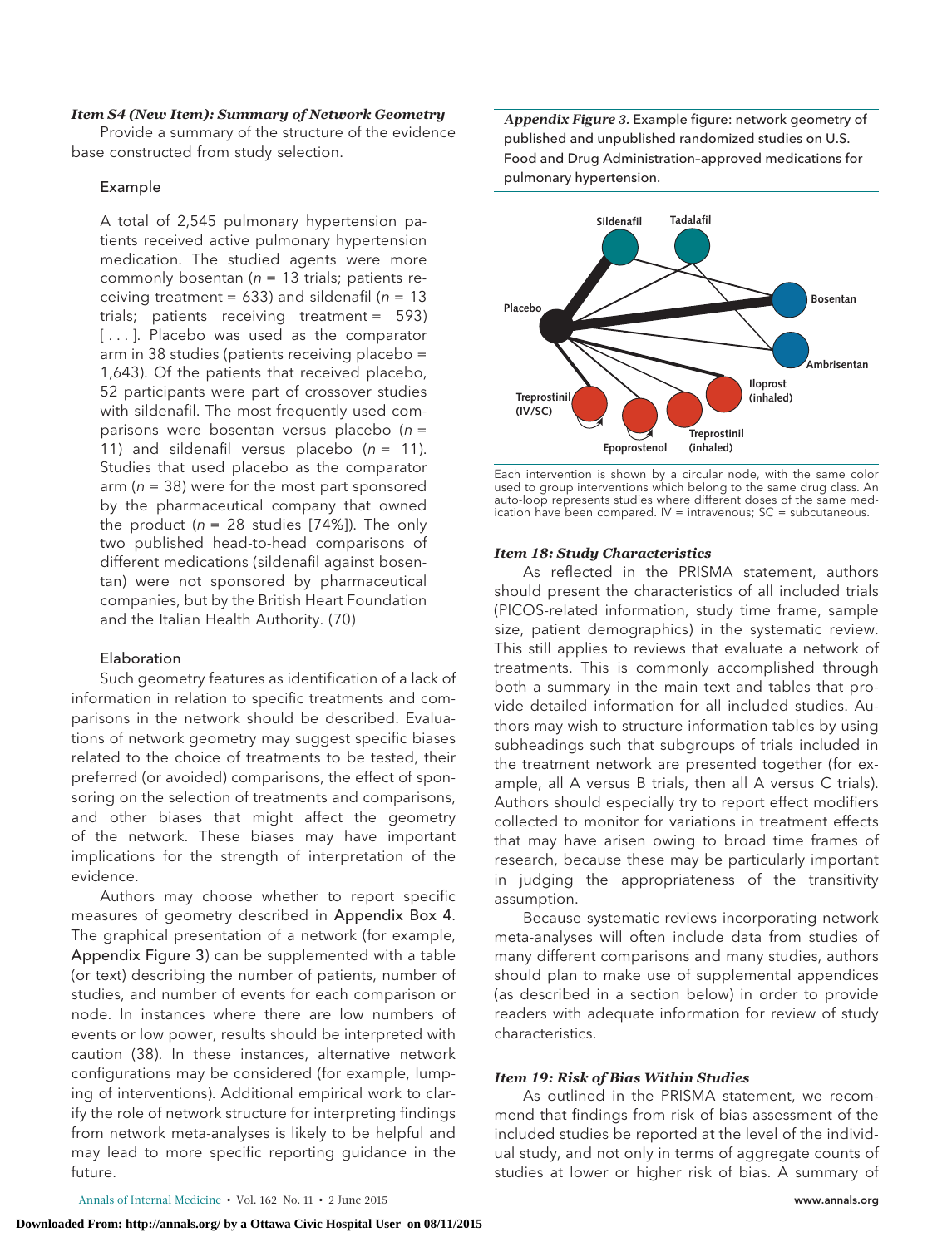### *Item S4 (New Item): Summary of Network Geometry*

Provide a summary of the structure of the evidence base constructed from study selection.

#### Example

A total of 2,545 pulmonary hypertension patients received active pulmonary hypertension medication. The studied agents were more commonly bosentan (*n* = 13 trials; patients receiving treatment = 633) and sildenafil (*n* = 13 trials; patients receiving treatment = 593) [ . . . ]. Placebo was used as the comparator arm in 38 studies (patients receiving placebo = 1,643). Of the patients that received placebo, 52 participants were part of crossover studies with sildenafil. The most frequently used comparisons were bosentan versus placebo (*n* = 11) and sildenafil versus placebo (*n* = 11). Studies that used placebo as the comparator arm (*n* = 38) were for the most part sponsored by the pharmaceutical company that owned the product (*n* = 28 studies [74%]). The only two published head-to-head comparisons of different medications (sildenafil against bosentan) were not sponsored by pharmaceutical companies, but by the British Heart Foundation and the Italian Health Authority. (70)

#### Elaboration

Such geometry features as identification of a lack of information in relation to specific treatments and comparisons in the network should be described. Evaluations of network geometry may suggest specific biases related to the choice of treatments to be tested, their preferred (or avoided) comparisons, the effect of sponsoring on the selection of treatments and comparisons, and other biases that might affect the geometry of the network. These biases may have important implications for the strength of interpretation of the evidence.

Authors may choose whether to report specific measures of geometry described in Appendix Box 4. The graphical presentation of a network (for example, Appendix Figure 3) can be supplemented with a table (or text) describing the number of patients, number of studies, and number of events for each comparison or node. In instances where there are low numbers of events or low power, results should be interpreted with caution (38). In these instances, alternative network configurations may be considered (for example, lumping of interventions). Additional empirical work to clarify the role of network structure for interpreting findings from network meta-analyses is likely to be helpful and may lead to more specific reporting guidance in the future.

***Appendix Figure 3.*** Example figure: network geometry of published and unpublished randomized studies on U.S. Food and Drug Administration–approved medications for pulmonary hypertension.

Each intervention is shown by a circular node, with the same color used to group interventions which belong to the same drug class. An auto-loop represents studies where different doses of the same medication have been compared. IV = intravenous; SC = subcutaneous.

### *Item 18: Study Characteristics*

As reflected in the PRISMA statement, authors should present the characteristics of all included trials (PICOS-related information, study time frame, sample size, patient demographics) in the systematic review. This still applies to reviews that evaluate a network of treatments. This is commonly accomplished through both a summary in the main text and tables that provide detailed information for all included studies. Authors may wish to structure information tables by using subheadings such that subgroups of trials included in the treatment network are presented together (for example, all A versus B trials, then all A versus C trials). Authors should especially try to report effect modifiers collected to monitor for variations in treatment effects that may have arisen owing to broad time frames of research, because these may be particularly important in judging the appropriateness of the transitivity assumption.

Because systematic reviews incorporating network meta-analyses will often include data from studies of many different comparisons and many studies, authors should plan to make use of supplemental appendices (as described in a section below) in order to provide readers with adequate information for review of study characteristics.

### *Item 19: Risk of Bias Within Studies*

As outlined in the PRISMA statement, we recommend that findings from risk of bias assessment of the included studies be reported at the level of the individual study, and not only in terms of aggregate counts of studies at lower or higher risk of bias. A summary of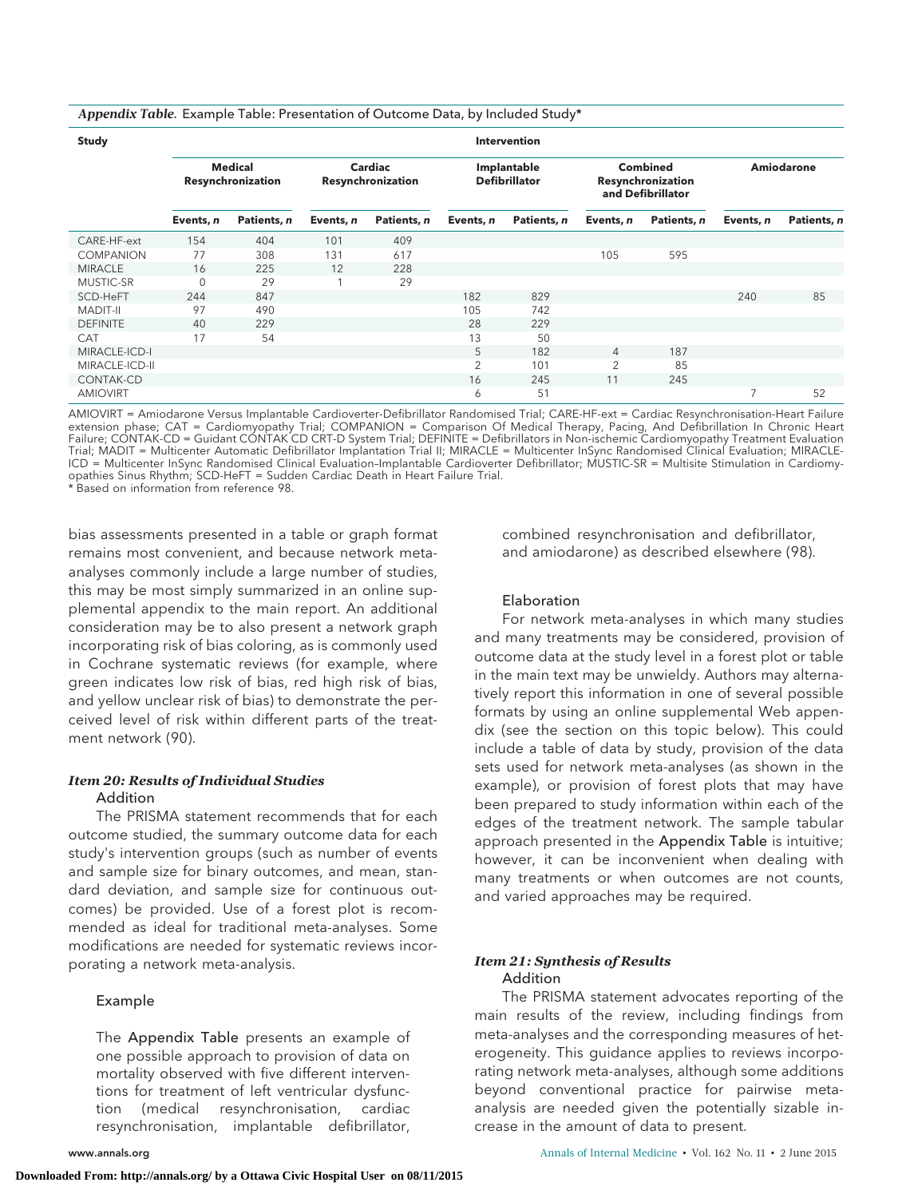*Appendix Table.* Example Table: Presentation of Outcome Data, by Included Study*

| Study | Intervention | | | | | | | | | |
|---|---|---|---|---|---|---|---|---|---|---|
| | Medical Resynchronization | | Cardiac Resynchronization | | Implantable Defibrillator | | Combined Resynchronization and Defibrillator | | Amiodarone | |
| | Events, *n* | Patients, *n* | Events, *n* | Patients, *n* | Events, *n* | Patients, *n* | Events, *n* | Patients, *n* | Events, *n* | Patients, *n* |
| CARE-HF-ext | 154 | 404 | 101 | 409 | | | | | | |
| COMPANION | 77 | 308 | 131 | 617 | | | 105 | 595 | | |
| MIRACLE | 16 | 225 | 12 | 228 | | | | | | |
| MUSTIC-SR | 0 | 29 | 1 | 29 | | | | | | |
| SCD-HeFT | 244 | 847 | | | 182 | 829 | | | 240 | 85 |
| MADIT-II | 97 | 490 | | | 105 | 742 | | | | |
| DEFINITE | 40 | 229 | | | 28 | 229 | | | | |
| CAT | 17 | 54 | | | 13 | 50 | | | | |
| MIRACLE-ICD-I | | | | | 5 | 182 | 4 | 187 | | |
| MIRACLE-ICD-II | | | | | 2 | 101 | 2 | 85 | | |
| CONTAK-CD | | | | | 16 | 245 | 11 | 245 | | |
| AMIOVIRT | | | | | 6 | 51 | | | 7 | 52 |

AMIOVIRT = Amiodarone Versus Implantable Cardioverter-Defibrillator Randomised Trial; CARE-HF-ext = Cardiac Resynchronisation-Heart Failure extension phase; CAT = Cardiomyopathy Trial; COMPANION = Comparison Of Medical Therapy, Pacing, And Defibrillation In Chronic Heart Failure; CONTAK-CD = Guidant CONTAK CD CRT-D System Trial; DEFINITE = Defibrillators in Non-ischemic Cardiomyopathy Treatment Evaluation Trial; MADIT = Multicenter Automatic Defibrillator Implantation Trial II; MIRACLE = Multicenter InSync Randomised Clinical Evaluation; MIRACLE-ICD = Multicenter InSync Randomised Clinical Evaluation–Implantable Cardioverter Defibrillator; MUSTIC-SR = Multisite Stimulation in Cardiomyopathies Sinus Rhythm; SCD-HeFT = Sudden Cardiac Death in Heart Failure Trial.
* Based on information from reference 98.

bias assessments presented in a table or graph format remains most convenient, and because network meta-analyses commonly include a large number of studies, this may be most simply summarized in an online supplemental appendix to the main report. An additional consideration may be to also present a network graph incorporating risk of bias coloring, as is commonly used in Cochrane systematic reviews (for example, where green indicates low risk of bias, red high risk of bias, and yellow unclear risk of bias) to demonstrate the perceived level of risk within different parts of the treatment network (90).

### *Item 20: Results of Individual Studies*

#### Addition

The PRISMA statement recommends that for each outcome studied, the summary outcome data for each study's intervention groups (such as number of events and sample size for binary outcomes, and mean, standard deviation, and sample size for continuous outcomes) be provided. Use of a forest plot is recommended as ideal for traditional meta-analyses. Some modifications are needed for systematic reviews incorporating a network meta-analysis.

#### Example

The Appendix Table presents an example of one possible approach to provision of data on mortality observed with five different interventions for treatment of left ventricular dysfunction (medical resynchronisation, cardiac resynchronisation, implantable defibrillator, combined resynchronisation and defibrillator, and amiodarone) as described elsewhere (98).

#### Elaboration

For network meta-analyses in which many studies and many treatments may be considered, provision of outcome data at the study level in a forest plot or table in the main text may be unwieldy. Authors may alternatively report this information in one of several possible formats by using an online supplemental Web appendix (see the section on this topic below). This could include a table of data by study, provision of the data sets used for network meta-analyses (as shown in the example), or provision of forest plots that may have been prepared to study information within each of the edges of the treatment network. The sample tabular approach presented in the Appendix Table is intuitive; however, it can be inconvenient when dealing with many treatments or when outcomes are not counts, and varied approaches may be required.

### *Item 21: Synthesis of Results*

#### Addition

The PRISMA statement advocates reporting of the main results of the review, including findings from meta-analyses and the corresponding measures of heterogeneity. This guidance applies to reviews incorporating network meta-analyses, although some additions beyond conventional practice for pairwise meta-analysis are needed given the potentially sizable increase in the amount of data to present.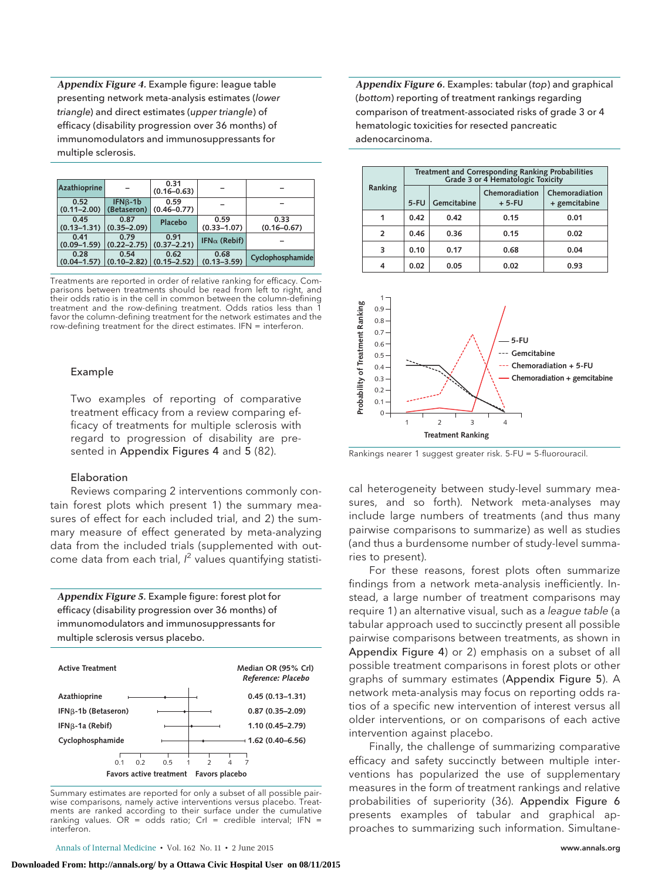*Appendix Figure 4.* Example figure: league table presenting network meta-analysis estimates (*lower triangle*) and direct estimates (*upper triangle*) of efficacy (disability progression over 36 months) of immunomodulators and immunosuppressants for multiple sclerosis.

| Azathioprine | – | 0.31 (0.16–0.63) | – | – |
|---|---|---|---|---|
| 0.52 (0.11–2.00) | IFNβ-1b (Betaseron) | 0.59 (0.46–0.77) | – | – |
| 0.45 (0.13–1.31) | 0.87 (0.35–2.09) | Placebo | 0.59 (0.33–1.07) | 0.33 (0.16–0.67) |
| 0.41 (0.09–1.59) | 0.79 (0.22–2.75) | 0.91 (0.37–2.21) | IFNα (Rebif) | – |
| 0.28 (0.04–1.57) | 0.54 (0.10–2.82) | 0.62 (0.15–2.52) | 0.68 (0.13–3.59) | Cyclophosphamide |

Treatments are reported in order of relative ranking for efficacy. Comparisons between treatments should be read from left to right, and their odds ratio is in the cell in common between the column-defining treatment and the row-defining treatment. Odds ratios less than 1 favor the column-defining treatment for the network estimates and the row-defining treatment for the direct estimates. IFN = interferon.

Example

Two examples of reporting of comparative treatment efficacy from a review comparing efficacy of treatments for multiple sclerosis with regard to progression of disability are presented in Appendix Figures 4 and 5 (82).

Elaboration

Reviews comparing 2 interventions commonly contain forest plots which present 1) the summary measures of effect for each included trial, and 2) the summary measure of effect generated by meta-analyzing data from the included trials (supplemented with outcome data from each trial, $I^2$ values quantifying statistical heterogeneity between study-level summary measures, and so forth). Network meta-analyses may include large numbers of treatments (and thus many pairwise comparisons to summarize) as well as studies (and thus a burdensome number of study-level summaries to present).

For these reasons, forest plots often summarize findings from a network meta-analysis inefficiently. Instead, a large number of treatment comparisons may require 1) an alternative visual, such as a *league table* (a tabular approach used to succinctly present all possible pairwise comparisons between treatments, as shown in Appendix Figure 4) or 2) emphasis on a subset of all possible treatment comparisons in forest plots or other graphs of summary estimates (Appendix Figure 5). A network meta-analysis may focus on reporting odds ratios of a specific new intervention of interest versus all older interventions, or on comparisons of each active intervention against placebo.

Finally, the challenge of summarizing comparative efficacy and safety succinctly between multiple interventions has popularized the use of supplementary measures in the form of treatment rankings and relative probabilities of superiority (36). Appendix Figure 6 presents examples of tabular and graphical approaches to summarizing such information. Simultane-

*Appendix Figure 5.* Example figure: forest plot for efficacy (disability progression over 36 months) of immunomodulators and immunosuppressants for multiple sclerosis versus placebo.

| Active Treatment | Median OR (95% CrI) *Reference: Placebo* |
|---|---|
| Azathioprine | 0.45 (0.13–1.31) |
| IFNβ-1b (Betaseron) | 0.87 (0.35–2.09) |
| IFNβ-1a (Rebif) | 1.10 (0.45–2.79) |
| Cyclophosphamide | 1.62 (0.40–6.56) |

Favors active treatment — Favors placebo (axis: 0.1, 0.2, 0.5, 1, 2, 4, 7)

Summary estimates are reported for only a subset of all possible pairwise comparisons, namely active interventions versus placebo. Treatments are ranked according to their surface under the cumulative ranking values. OR = odds ratio; CrI = credible interval; IFN = interferon.

*Appendix Figure 6.* Examples: tabular (*top*) and graphical (*bottom*) reporting of treatment rankings regarding comparison of treatment-associated risks of grade 3 or 4 hematologic toxicities for resected pancreatic adenocarcinoma.

| Ranking | Treatment and Corresponding Ranking Probabilities Grade 3 or 4 Hematologic Toxicity | | | |
|---|---|---|---|---|
| | 5-FU | Gemcitabine | Chemoradiation + 5-FU | Chemoradiation + gemcitabine |
| 1 | 0.42 | 0.42 | 0.15 | 0.01 |
| 2 | 0.46 | 0.36 | 0.15 | 0.02 |
| 3 | 0.10 | 0.17 | 0.68 | 0.04 |
| 4 | 0.02 | 0.05 | 0.02 | 0.93 |

Rankings nearer 1 suggest greater risk. 5-FU = 5-fluorouracil.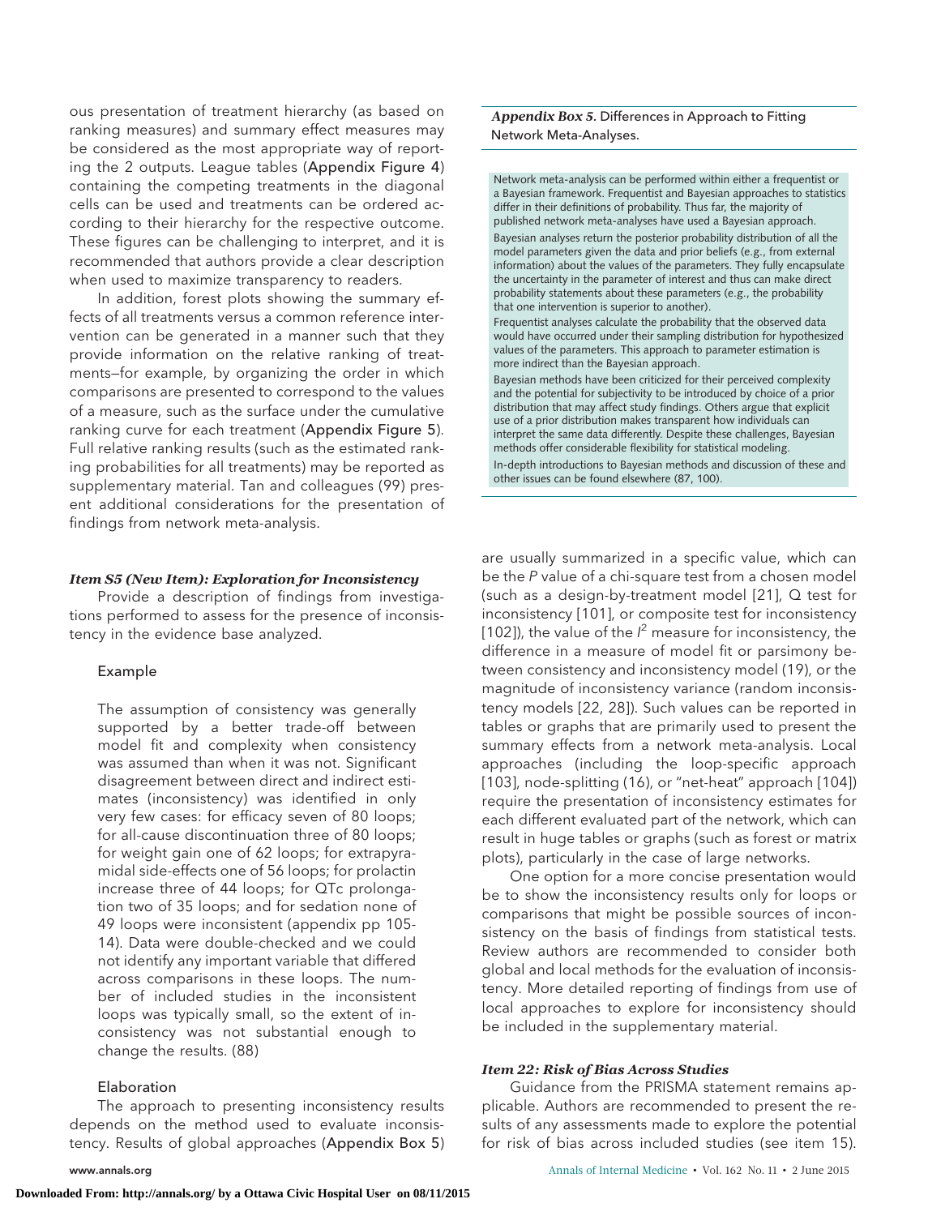ous presentation of treatment hierarchy (as based on ranking measures) and summary effect measures may be considered as the most appropriate way of reporting the 2 outputs. League tables (Appendix Figure 4) containing the competing treatments in the diagonal cells can be used and treatments can be ordered according to their hierarchy for the respective outcome. These figures can be challenging to interpret, and it is recommended that authors provide a clear description when used to maximize transparency to readers.

In addition, forest plots showing the summary effects of all treatments versus a common reference intervention can be generated in a manner such that they provide information on the relative ranking of treatments—for example, by organizing the order in which comparisons are presented to correspond to the values of a measure, such as the surface under the cumulative ranking curve for each treatment (Appendix Figure 5). Full relative ranking results (such as the estimated ranking probabilities for all treatments) may be reported as supplementary material. Tan and colleagues (99) present additional considerations for the presentation of findings from network meta-analysis.

#### *Item S5 (New Item): Exploration for Inconsistency*

Provide a description of findings from investigations performed to assess for the presence of inconsistency in the evidence base analyzed.

Example

> The assumption of consistency was generally supported by a better trade-off between model fit and complexity when consistency was assumed than when it was not. Significant disagreement between direct and indirect estimates (inconsistency) was identified in only very few cases: for efficacy seven of 80 loops; for all-cause discontinuation three of 80 loops; for weight gain one of 62 loops; for extrapyramidal side-effects one of 56 loops; for prolactin increase three of 44 loops; for QTc prolongation two of 35 loops; and for sedation none of 49 loops were inconsistent (appendix pp 105-14). Data were double-checked and we could not identify any important variable that differed across comparisons in these loops. The number of included studies in the inconsistent loops was typically small, so the extent of inconsistency was not substantial enough to change the results. (88)

Elaboration

The approach to presenting inconsistency results depends on the method used to evaluate inconsistency. Results of global approaches (Appendix Box 5) are usually summarized in a specific value, which can be the *P* value of a chi-square test from a chosen model (such as a design-by-treatment model [21], Q test for inconsistency [101], or composite test for inconsistency [102]), the value of the $I^2$ measure for inconsistency, the difference in a measure of model fit or parsimony between consistency and inconsistency model (19), or the magnitude of inconsistency variance (random inconsistency models [22, 28]). Such values can be reported in tables or graphs that are primarily used to present the summary effects from a network meta-analysis. Local approaches (including the loop-specific approach [103], node-splitting (16), or "net-heat" approach [104]) require the presentation of inconsistency estimates for each different evaluated part of the network, which can result in huge tables or graphs (such as forest or matrix plots), particularly in the case of large networks.

One option for a more concise presentation would be to show the inconsistency results only for loops or comparisons that might be possible sources of inconsistency on the basis of findings from statistical tests. Review authors are recommended to consider both global and local methods for the evaluation of inconsistency. More detailed reporting of findings from use of local approaches to explore for inconsistency should be included in the supplementary material.

#### *Item 22: Risk of Bias Across Studies*

Guidance from the PRISMA statement remains applicable. Authors are recommended to present the results of any assessments made to explore the potential for risk of bias across included studies (see item 15).

---

***Appendix Box 5.*** **Differences in Approach to Fitting Network Meta-Analyses.**

Network meta-analysis can be performed within either a frequentist or a Bayesian framework. Frequentist and Bayesian approaches to statistics differ in their definitions of probability. Thus far, the majority of published network meta-analyses have used a Bayesian approach.

Bayesian analyses return the posterior probability distribution of all the model parameters given the data and prior beliefs (e.g., from external information) about the values of the parameters. They fully encapsulate the uncertainty in the parameter of interest and thus can make direct probability statements about these parameters (e.g., the probability that one intervention is superior to another).

Frequentist analyses calculate the probability that the observed data would have occurred under their sampling distribution for hypothesized values of the parameters. This approach to parameter estimation is more indirect than the Bayesian approach.

Bayesian methods have been criticized for their perceived complexity and the potential for subjectivity to be introduced by choice of a prior distribution that may affect study findings. Others argue that explicit use of a prior distribution makes transparent how individuals can interpret the same data differently. Despite these challenges, Bayesian methods offer considerable flexibility for statistical modeling.

In-depth introductions to Bayesian methods and discussion of these and other issues can be found elsewhere (87, 100).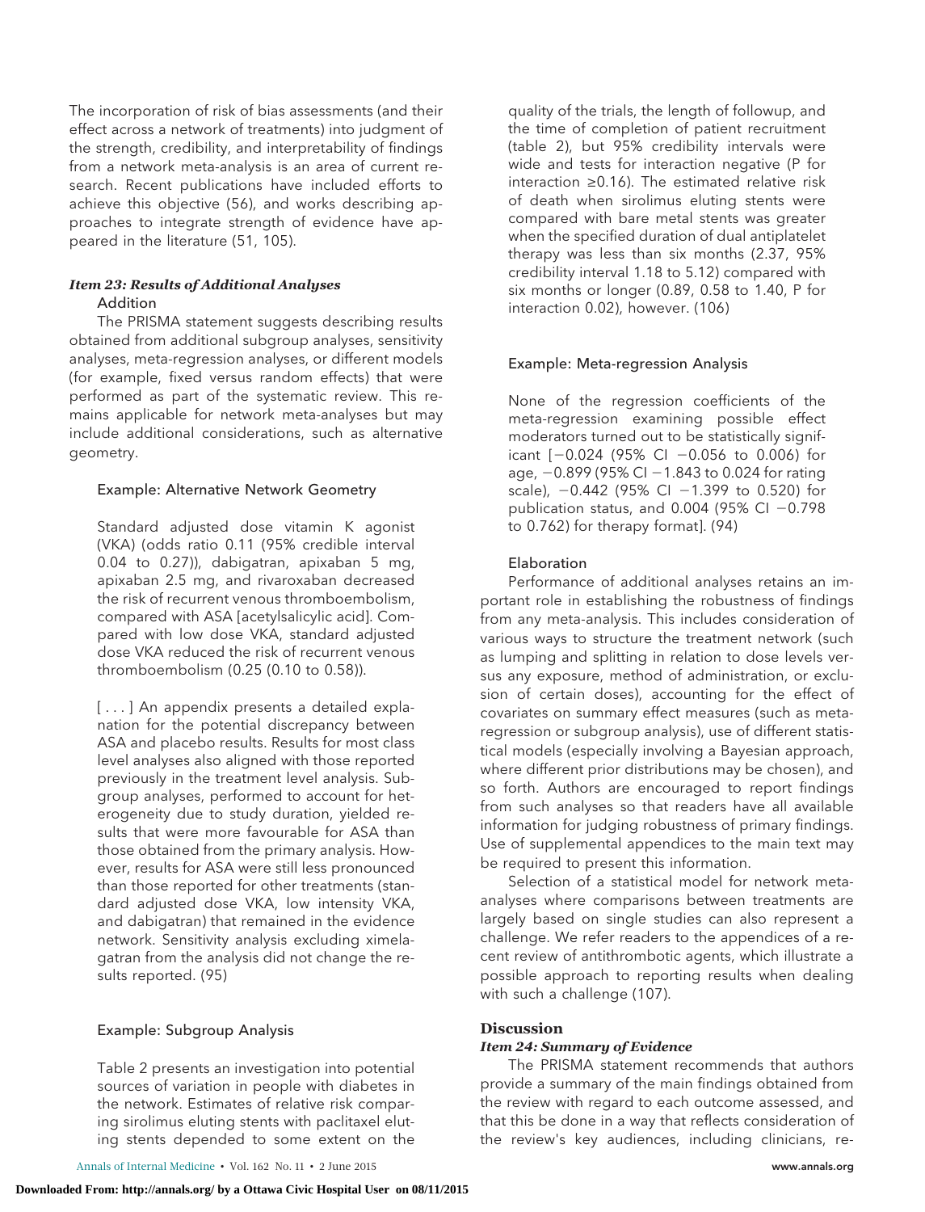The incorporation of risk of bias assessments (and their effect across a network of treatments) into judgment of the strength, credibility, and interpretability of findings from a network meta-analysis is an area of current research. Recent publications have included efforts to achieve this objective (56), and works describing approaches to integrate strength of evidence have appeared in the literature (51, 105).

### *Item 23: Results of Additional Analyses*

#### Addition

The PRISMA statement suggests describing results obtained from additional subgroup analyses, sensitivity analyses, meta-regression analyses, or different models (for example, fixed versus random effects) that were performed as part of the systematic review. This remains applicable for network meta-analyses but may include additional considerations, such as alternative geometry.

#### Example: Alternative Network Geometry

Standard adjusted dose vitamin K agonist (VKA) (odds ratio 0.11 (95% credible interval 0.04 to 0.27)), dabigatran, apixaban 5 mg, apixaban 2.5 mg, and rivaroxaban decreased the risk of recurrent venous thromboembolism, compared with ASA [acetylsalicylic acid]. Compared with low dose VKA, standard adjusted dose VKA reduced the risk of recurrent venous thromboembolism (0.25 (0.10 to 0.58)).

[ . . . ] An appendix presents a detailed explanation for the potential discrepancy between ASA and placebo results. Results for most class level analyses also aligned with those reported previously in the treatment level analysis. Subgroup analyses, performed to account for heterogeneity due to study duration, yielded results that were more favourable for ASA than those obtained from the primary analysis. However, results for ASA were still less pronounced than those reported for other treatments (standard adjusted dose VKA, low intensity VKA, and dabigatran) that remained in the evidence network. Sensitivity analysis excluding ximelagatran from the analysis did not change the results reported. (95)

#### Example: Subgroup Analysis

Table 2 presents an investigation into potential sources of variation in people with diabetes in the network. Estimates of relative risk comparing sirolimus eluting stents with paclitaxel eluting stents depended to some extent on the quality of the trials, the length of followup, and the time of completion of patient recruitment (table 2), but 95% credibility intervals were wide and tests for interaction negative (P for interaction ≥0.16). The estimated relative risk of death when sirolimus eluting stents were compared with bare metal stents was greater when the specified duration of dual antiplatelet therapy was less than six months (2.37, 95% credibility interval 1.18 to 5.12) compared with six months or longer (0.89, 0.58 to 1.40, P for interaction 0.02), however. (106)

#### Example: Meta-regression Analysis

None of the regression coefficients of the meta-regression examining possible effect moderators turned out to be statistically significant [−0.024 (95% CI −0.056 to 0.006) for age, −0.899 (95% CI −1.843 to 0.024 for rating scale), −0.442 (95% CI −1.399 to 0.520) for publication status, and 0.004 (95% CI −0.798 to 0.762) for therapy format]. (94)

#### Elaboration

Performance of additional analyses retains an important role in establishing the robustness of findings from any meta-analysis. This includes consideration of various ways to structure the treatment network (such as lumping and splitting in relation to dose levels versus any exposure, method of administration, or exclusion of certain doses), accounting for the effect of covariates on summary effect measures (such as meta-regression or subgroup analysis), use of different statistical models (especially involving a Bayesian approach, where different prior distributions may be chosen), and so forth. Authors are encouraged to report findings from such analyses so that readers have all available information for judging robustness of primary findings. Use of supplemental appendices to the main text may be required to present this information.

Selection of a statistical model for network meta-analyses where comparisons between treatments are largely based on single studies can also represent a challenge. We refer readers to the appendices of a recent review of antithrombotic agents, which illustrate a possible approach to reporting results when dealing with such a challenge (107).

## Discussion

### *Item 24: Summary of Evidence*

The PRISMA statement recommends that authors provide a summary of the main findings obtained from the review with regard to each outcome assessed, and that this be done in a way that reflects consideration of the review's key audiences, including clinicians, re-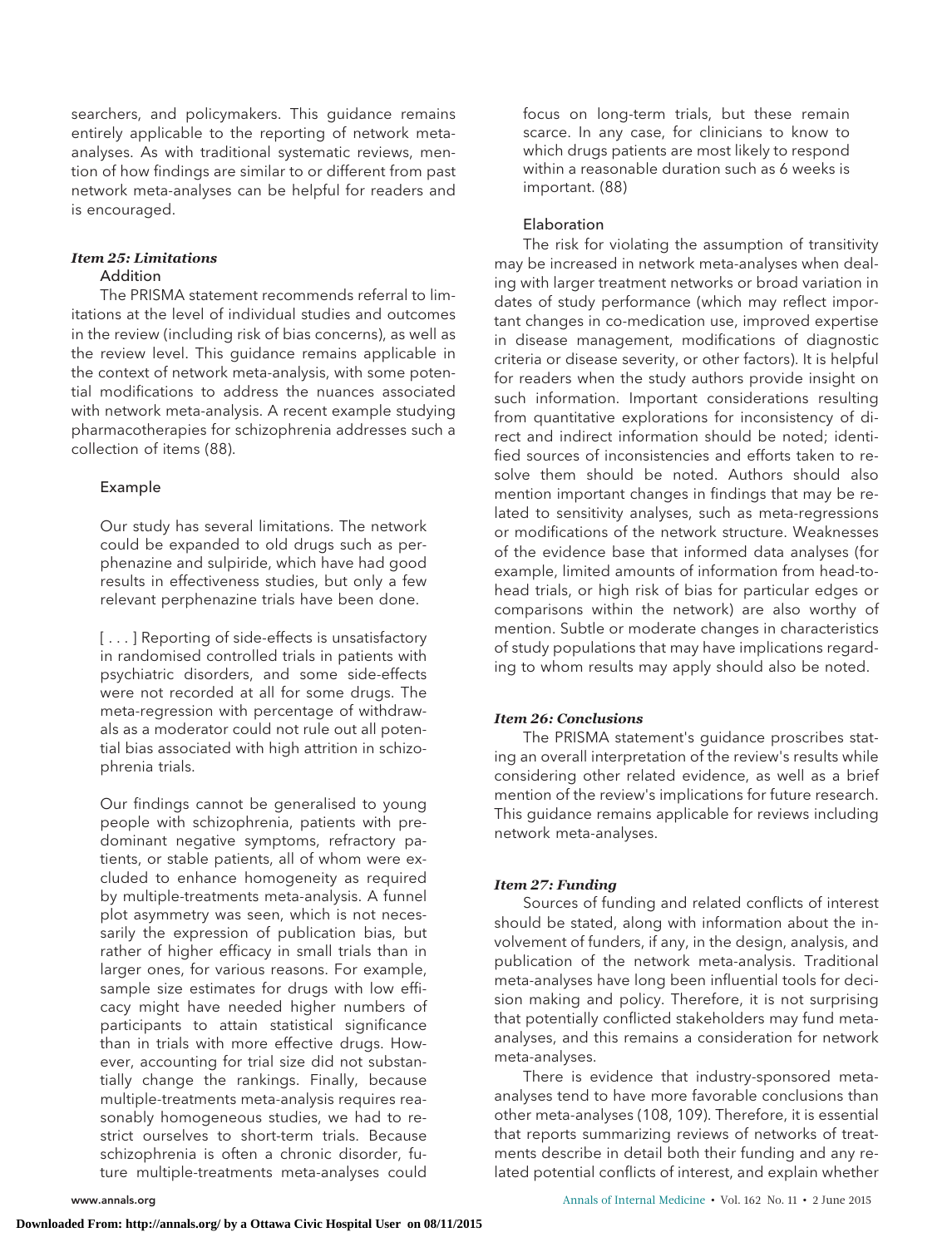searchers, and policymakers. This guidance remains entirely applicable to the reporting of network meta-analyses. As with traditional systematic reviews, mention of how findings are similar to or different from past network meta-analyses can be helpful for readers and is encouraged.

#### *Item 25: Limitations*

**Addition**

The PRISMA statement recommends referral to limitations at the level of individual studies and outcomes in the review (including risk of bias concerns), as well as the review level. This guidance remains applicable in the context of network meta-analysis, with some potential modifications to address the nuances associated with network meta-analysis. A recent example studying pharmacotherapies for schizophrenia addresses such a collection of items (88).

**Example**

> Our study has several limitations. The network could be expanded to old drugs such as perphenazine and sulpiride, which have had good results in effectiveness studies, but only a few relevant perphenazine trials have been done.
>
> [ . . . ] Reporting of side-effects is unsatisfactory in randomised controlled trials in patients with psychiatric disorders, and some side-effects were not recorded at all for some drugs. The meta-regression with percentage of withdrawals as a moderator could not rule out all potential bias associated with high attrition in schizophrenia trials.
>
> Our findings cannot be generalised to young people with schizophrenia, patients with predominant negative symptoms, refractory patients, or stable patients, all of whom were excluded to enhance homogeneity as required by multiple-treatments meta-analysis. A funnel plot asymmetry was seen, which is not necessarily the expression of publication bias, but rather of higher efficacy in small trials than in larger ones, for various reasons. For example, sample size estimates for drugs with low efficacy might have needed higher numbers of participants to attain statistical significance than in trials with more effective drugs. However, accounting for trial size did not substantially change the rankings. Finally, because multiple-treatments meta-analysis requires reasonably homogeneous studies, we had to restrict ourselves to short-term trials. Because schizophrenia is often a chronic disorder, future multiple-treatments meta-analyses could focus on long-term trials, but these remain scarce. In any case, for clinicians to know to which drugs patients are most likely to respond within a reasonable duration such as 6 weeks is important. (88)

**Elaboration**

The risk for violating the assumption of transitivity may be increased in network meta-analyses when dealing with larger treatment networks or broad variation in dates of study performance (which may reflect important changes in co-medication use, improved expertise in disease management, modifications of diagnostic criteria or disease severity, or other factors). It is helpful for readers when the study authors provide insight on such information. Important considerations resulting from quantitative explorations for inconsistency of direct and indirect information should be noted; identified sources of inconsistencies and efforts taken to resolve them should be noted. Authors should also mention important changes in findings that may be related to sensitivity analyses, such as meta-regressions or modifications of the network structure. Weaknesses of the evidence base that informed data analyses (for example, limited amounts of information from head-to-head trials, or high risk of bias for particular edges or comparisons within the network) are also worthy of mention. Subtle or moderate changes in characteristics of study populations that may have implications regarding to whom results may apply should also be noted.

#### *Item 26: Conclusions*

The PRISMA statement's guidance proscribes stating an overall interpretation of the review's results while considering other related evidence, as well as a brief mention of the review's implications for future research. This guidance remains applicable for reviews including network meta-analyses.

#### *Item 27: Funding*

Sources of funding and related conflicts of interest should be stated, along with information about the involvement of funders, if any, in the design, analysis, and publication of the network meta-analysis. Traditional meta-analyses have long been influential tools for decision making and policy. Therefore, it is not surprising that potentially conflicted stakeholders may fund meta-analyses, and this remains a consideration for network meta-analyses.

There is evidence that industry-sponsored meta-analyses tend to have more favorable conclusions than other meta-analyses (108, 109). Therefore, it is essential that reports summarizing reviews of networks of treatments describe in detail both their funding and any related potential conflicts of interest, and explain whether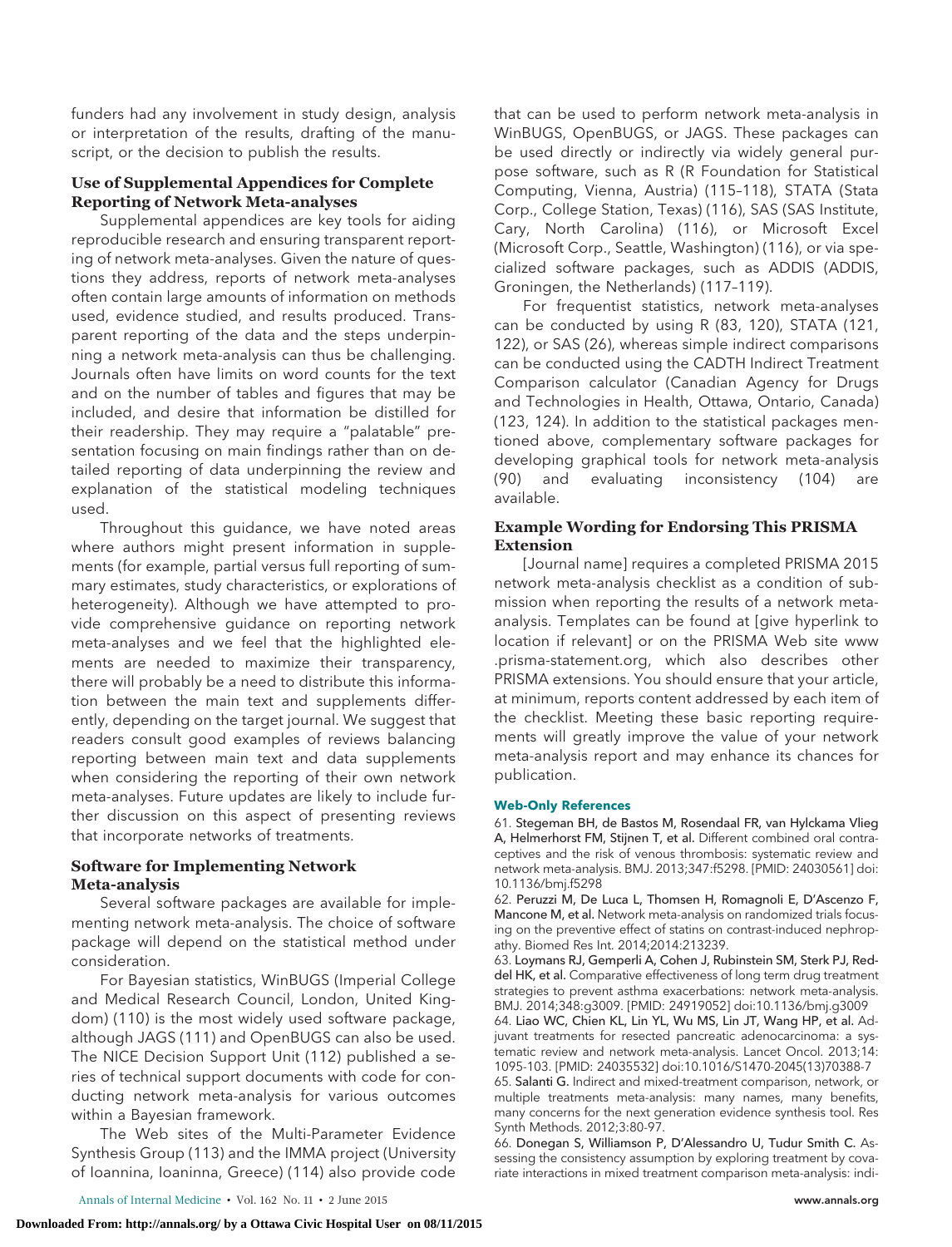funders had any involvement in study design, analysis or interpretation of the results, drafting of the manuscript, or the decision to publish the results.

### Use of Supplemental Appendices for Complete Reporting of Network Meta-analyses

Supplemental appendices are key tools for aiding reproducible research and ensuring transparent reporting of network meta-analyses. Given the nature of questions they address, reports of network meta-analyses often contain large amounts of information on methods used, evidence studied, and results produced. Transparent reporting of the data and the steps underpinning a network meta-analysis can thus be challenging. Journals often have limits on word counts for the text and on the number of tables and figures that may be included, and desire that information be distilled for their readership. They may require a "palatable" presentation focusing on main findings rather than on detailed reporting of data underpinning the review and explanation of the statistical modeling techniques used.

Throughout this guidance, we have noted areas where authors might present information in supplements (for example, partial versus full reporting of summary estimates, study characteristics, or explorations of heterogeneity). Although we have attempted to provide comprehensive guidance on reporting network meta-analyses and we feel that the highlighted elements are needed to maximize their transparency, there will probably be a need to distribute this information between the main text and supplements differently, depending on the target journal. We suggest that readers consult good examples of reviews balancing reporting between main text and data supplements when considering the reporting of their own network meta-analyses. Future updates are likely to include further discussion on this aspect of presenting reviews that incorporate networks of treatments.

### Software for Implementing Network Meta-analysis

Several software packages are available for implementing network meta-analysis. The choice of software package will depend on the statistical method under consideration.

For Bayesian statistics, WinBUGS (Imperial College and Medical Research Council, London, United Kingdom) (110) is the most widely used software package, although JAGS (111) and OpenBUGS can also be used. The NICE Decision Support Unit (112) published a series of technical support documents with code for conducting network meta-analysis for various outcomes within a Bayesian framework.

The Web sites of the Multi-Parameter Evidence Synthesis Group (113) and the IMMA project (University of Ioannina, Ioaninna, Greece) (114) also provide code that can be used to perform network meta-analysis in WinBUGS, OpenBUGS, or JAGS. These packages can be used directly or indirectly via widely general purpose software, such as R (R Foundation for Statistical Computing, Vienna, Austria) (115–118), STATA (Stata Corp., College Station, Texas) (116), SAS (SAS Institute, Cary, North Carolina) (116), or Microsoft Excel (Microsoft Corp., Seattle, Washington) (116), or via specialized software packages, such as ADDIS (ADDIS, Groningen, the Netherlands) (117–119).

For frequentist statistics, network meta-analyses can be conducted by using R (83, 120), STATA (121, 122), or SAS (26), whereas simple indirect comparisons can be conducted using the CADTH Indirect Treatment Comparison calculator (Canadian Agency for Drugs and Technologies in Health, Ottawa, Ontario, Canada) (123, 124). In addition to the statistical packages mentioned above, complementary software packages for developing graphical tools for network meta-analysis (90) and evaluating inconsistency (104) are available.

### Example Wording for Endorsing This PRISMA Extension

[Journal name] requires a completed PRISMA 2015 network meta-analysis checklist as a condition of submission when reporting the results of a network meta-analysis. Templates can be found at [give hyperlink to location if relevant] or on the PRISMA Web site www.prisma-statement.org, which also describes other PRISMA extensions. You should ensure that your article, at minimum, reports content addressed by each item of the checklist. Meeting these basic reporting requirements will greatly improve the value of your network meta-analysis report and may enhance its chances for publication.

#### Web-Only References

61. Stegeman BH, de Bastos M, Rosendaal FR, van Hylckama Vlieg A, Helmerhorst FM, Stijnen T, et al. Different combined oral contraceptives and the risk of venous thrombosis: systematic review and network meta-analysis. BMJ. 2013;347:f5298. [PMID: 24030561] doi:10.1136/bmj.f5298

62. Peruzzi M, De Luca L, Thomsen H, Romagnoli E, D'Ascenzo F, Mancone M, et al. Network meta-analysis on randomized trials focusing on the preventive effect of statins on contrast-induced nephropathy. Biomed Res Int. 2014;2014:213239.

63. Loymans RJ, Gemperli A, Cohen J, Rubinstein SM, Sterk PJ, Reddel HK, et al. Comparative effectiveness of long term drug treatment strategies to prevent asthma exacerbations: network meta-analysis. BMJ. 2014;348:g3009. [PMID: 24919052] doi:10.1136/bmj.g3009

64. Liao WC, Chien KL, Lin YL, Wu MS, Lin JT, Wang HP, et al. Adjuvant treatments for resected pancreatic adenocarcinoma: a systematic review and network meta-analysis. Lancet Oncol. 2013;14:1095-103. [PMID: 24035532] doi:10.1016/S1470-2045(13)70388-7

65. Salanti G. Indirect and mixed-treatment comparison, network, or multiple treatments meta-analysis: many names, many benefits, many concerns for the next generation evidence synthesis tool. Res Synth Methods. 2012;3:80-97.

66. Donegan S, Williamson P, D'Alessandro U, Tudur Smith C. Assessing the consistency assumption by exploring treatment by covariate interactions in mixed treatment comparison meta-analysis: indi-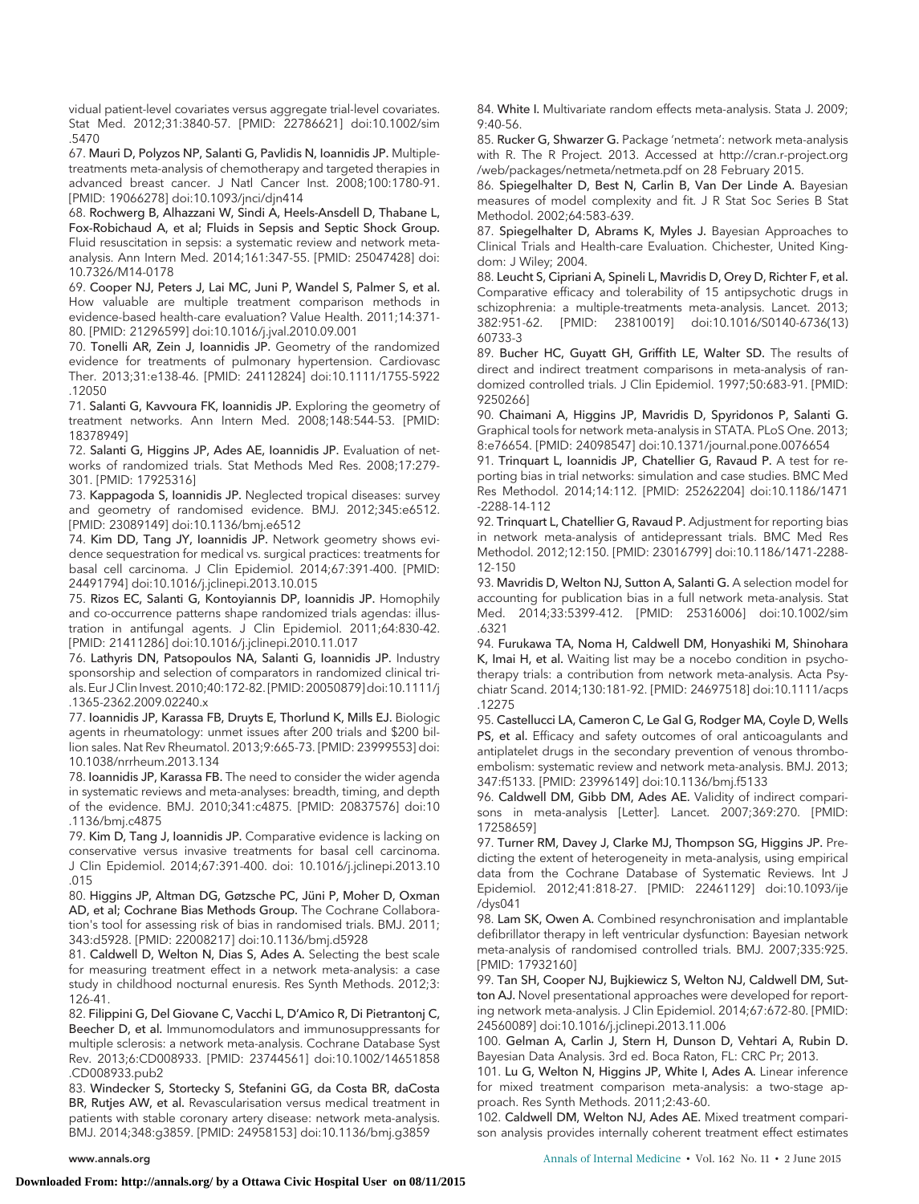vidual patient-level covariates versus aggregate trial-level covariates. Stat Med. 2012;31:3840-57. [PMID: 22786621] doi:10.1002/sim.5470

67. **Mauri D, Polyzos NP, Salanti G, Pavlidis N, Ioannidis JP.** Multiple-treatments meta-analysis of chemotherapy and targeted therapies in advanced breast cancer. J Natl Cancer Inst. 2008;100:1780-91. [PMID: 19066278] doi:10.1093/jnci/djn414

68. **Rochwerg B, Alhazzani W, Sindi A, Heels-Ansdell D, Thabane L, Fox-Robichaud A, et al; Fluids in Sepsis and Septic Shock Group.** Fluid resuscitation in sepsis: a systematic review and network meta-analysis. Ann Intern Med. 2014;161:347-55. [PMID: 25047428] doi:10.7326/M14-0178

69. **Cooper NJ, Peters J, Lai MC, Juni P, Wandel S, Palmer S, et al.** How valuable are multiple treatment comparison methods in evidence-based health-care evaluation? Value Health. 2011;14:371-80. [PMID: 21296599] doi:10.1016/j.jval.2010.09.001

70. **Tonelli AR, Zein J, Ioannidis JP.** Geometry of the randomized evidence for treatments of pulmonary hypertension. Cardiovasc Ther. 2013;31:e138-46. [PMID: 24112824] doi:10.1111/1755-5922.12050

71. **Salanti G, Kavvoura FK, Ioannidis JP.** Exploring the geometry of treatment networks. Ann Intern Med. 2008;148:544-53. [PMID: 18378949]

72. **Salanti G, Higgins JP, Ades AE, Ioannidis JP.** Evaluation of networks of randomized trials. Stat Methods Med Res. 2008;17:279-301. [PMID: 17925316]

73. **Kappagoda S, Ioannidis JP.** Neglected tropical diseases: survey and geometry of randomised evidence. BMJ. 2012;345:e6512. [PMID: 23089149] doi:10.1136/bmj.e6512

74. **Kim DD, Tang JY, Ioannidis JP.** Network geometry shows evidence sequestration for medical vs. surgical practices: treatments for basal cell carcinoma. J Clin Epidemiol. 2014;67:391-400. [PMID: 24491794] doi:10.1016/j.jclinepi.2013.10.015

75. **Rizos EC, Salanti G, Kontoyiannis DP, Ioannidis JP.** Homophily and co-occurrence patterns shape randomized trials agendas: illustration in antifungal agents. J Clin Epidemiol. 2011;64:830-42. [PMID: 21411286] doi:10.1016/j.jclinepi.2010.11.017

76. **Lathyris DN, Patsopoulos NA, Salanti G, Ioannidis JP.** Industry sponsorship and selection of comparators in randomized clinical trials. Eur J Clin Invest. 2010;40:172-82. [PMID: 20050879] doi:10.1111/j.1365-2362.2009.02240.x

77. **Ioannidis JP, Karassa FB, Druyts E, Thorlund K, Mills EJ.** Biologic agents in rheumatology: unmet issues after 200 trials and $200 billion sales. Nat Rev Rheumatol. 2013;9:665-73. [PMID: 23999553] doi:10.1038/nrrheum.2013.134

78. **Ioannidis JP, Karassa FB.** The need to consider the wider agenda in systematic reviews and meta-analyses: breadth, timing, and depth of the evidence. BMJ. 2010;341:c4875. [PMID: 20837576] doi:10.1136/bmj.c4875

79. **Kim D, Tang J, Ioannidis JP.** Comparative evidence is lacking on conservative versus invasive treatments for basal cell carcinoma. J Clin Epidemiol. 2014;67:391-400. doi: 10.1016/j.jclinepi.2013.10.015

80. **Higgins JP, Altman DG, Gøtzsche PC, Jüni P, Moher D, Oxman AD, et al; Cochrane Bias Methods Group.** The Cochrane Collaboration's tool for assessing risk of bias in randomised trials. BMJ. 2011;343:d5928. [PMID: 22008217] doi:10.1136/bmj.d5928

81. **Caldwell D, Welton N, Dias S, Ades A.** Selecting the best scale for measuring treatment effect in a network meta-analysis: a case study in childhood nocturnal enuresis. Res Synth Methods. 2012;3:126-41.

82. **Filippini G, Del Giovane C, Vacchi L, D'Amico R, Di Pietrantonj C, Beecher D, et al.** Immunomodulators and immunosuppressants for multiple sclerosis: a network meta-analysis. Cochrane Database Syst Rev. 2013;6:CD008933. [PMID: 23744561] doi:10.1002/14651858.CD008933.pub2

83. **Windecker S, Stortecky S, Stefanini GG, da Costa BR, daCosta BR, Rutjes AW, et al.** Revascularisation versus medical treatment in patients with stable coronary artery disease: network meta-analysis. BMJ. 2014;348:g3859. [PMID: 24958153] doi:10.1136/bmj.g3859

84. **White I.** Multivariate random effects meta-analysis. Stata J. 2009;9:40-56.

85. **Rucker G, Shwarzer G.** Package 'netmeta': network meta-analysis with R. The R Project. 2013. Accessed at http://cran.r-project.org/web/packages/netmeta/netmeta.pdf on 28 February 2015.

86. **Spiegelhalter D, Best N, Carlin B, Van Der Linde A.** Bayesian measures of model complexity and fit. J R Stat Soc Series B Stat Methodol. 2002;64:583-639.

87. **Spiegelhalter D, Abrams K, Myles J.** Bayesian Approaches to Clinical Trials and Health-care Evaluation. Chichester, United Kingdom: J Wiley; 2004.

88. **Leucht S, Cipriani A, Spineli L, Mavridis D, Orey D, Richter F, et al.** Comparative efficacy and tolerability of 15 antipsychotic drugs in schizophrenia: a multiple-treatments meta-analysis. Lancet. 2013;382:951-62. [PMID: 23810019] doi:10.1016/S0140-6736(13)60733-3

89. **Bucher HC, Guyatt GH, Griffith LE, Walter SD.** The results of direct and indirect treatment comparisons in meta-analysis of randomized controlled trials. J Clin Epidemiol. 1997;50:683-91. [PMID: 9250266]

90. **Chaimani A, Higgins JP, Mavridis D, Spyridonos P, Salanti G.** Graphical tools for network meta-analysis in STATA. PLoS One. 2013;8:e76654. [PMID: 24098547] doi:10.1371/journal.pone.0076654

91. **Trinquart L, Ioannidis JP, Chatellier G, Ravaud P.** A test for reporting bias in trial networks: simulation and case studies. BMC Med Res Methodol. 2014;14:112. [PMID: 25262204] doi:10.1186/1471-2288-14-112

92. **Trinquart L, Chatellier G, Ravaud P.** Adjustment for reporting bias in network meta-analysis of antidepressant trials. BMC Med Res Methodol. 2012;12:150. [PMID: 23016799] doi:10.1186/1471-2288-12-150

93. **Mavridis D, Welton NJ, Sutton A, Salanti G.** A selection model for accounting for publication bias in a full network meta-analysis. Stat Med. 2014;33:5399-412. [PMID: 25316006] doi:10.1002/sim.6321

94. **Furukawa TA, Noma H, Caldwell DM, Honyashiki M, Shinohara K, Imai H, et al.** Waiting list may be a nocebo condition in psychotherapy trials: a contribution from network meta-analysis. Acta Psychiatr Scand. 2014;130:181-92. [PMID: 24697518] doi:10.1111/acps.12275

95. **Castellucci LA, Cameron C, Le Gal G, Rodger MA, Coyle D, Wells PS, et al.** Efficacy and safety outcomes of oral anticoagulants and antiplatelet drugs in the secondary prevention of venous thromboembolism: systematic review and network meta-analysis. BMJ. 2013;347:f5133. [PMID: 23996149] doi:10.1136/bmj.f5133

96. **Caldwell DM, Gibb DM, Ades AE.** Validity of indirect comparisons in meta-analysis [Letter]. Lancet. 2007;369:270. [PMID: 17258659]

97. **Turner RM, Davey J, Clarke MJ, Thompson SG, Higgins JP.** Predicting the extent of heterogeneity in meta-analysis, using empirical data from the Cochrane Database of Systematic Reviews. Int J Epidemiol. 2012;41:818-27. [PMID: 22461129] doi:10.1093/ije/dys041

98. **Lam SK, Owen A.** Combined resynchronisation and implantable defibrillator therapy in left ventricular dysfunction: Bayesian network meta-analysis of randomised controlled trials. BMJ. 2007;335:925. [PMID: 17932160]

99. **Tan SH, Cooper NJ, Bujkiewicz S, Welton NJ, Caldwell DM, Sutton AJ.** Novel presentational approaches were developed for reporting network meta-analysis. J Clin Epidemiol. 2014;67:672-80. [PMID: 24560089] doi:10.1016/j.jclinepi.2013.11.006

100. **Gelman A, Carlin J, Stern H, Dunson D, Vehtari A, Rubin D.** Bayesian Data Analysis. 3rd ed. Boca Raton, FL: CRC Pr; 2013.

101. **Lu G, Welton N, Higgins JP, White I, Ades A.** Linear inference for mixed treatment comparison meta-analysis: a two-stage approach. Res Synth Methods. 2011;2:43-60.

102. **Caldwell DM, Welton NJ, Ades AE.** Mixed treatment comparison analysis provides internally coherent treatment effect estimates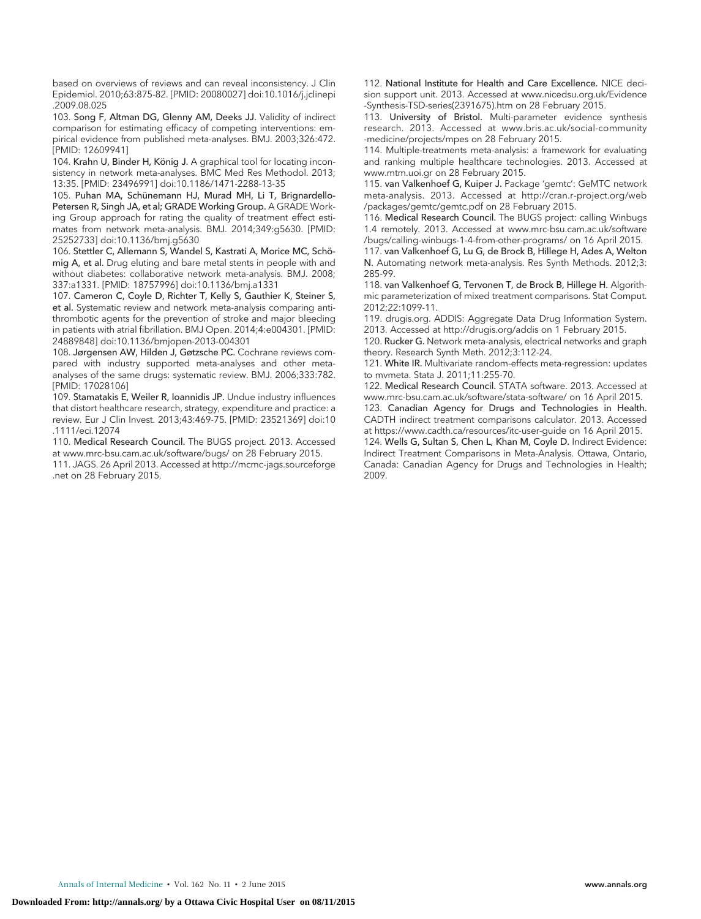based on overviews of reviews and can reveal inconsistency. J Clin Epidemiol. 2010;63:875-82. [PMID: 20080027] doi:10.1016/j.jclinepi.2009.08.025

103. **Song F, Altman DG, Glenny AM, Deeks JJ.** Validity of indirect comparison for estimating efficacy of competing interventions: empirical evidence from published meta-analyses. BMJ. 2003;326:472. [PMID: 12609941]

104. **Krahn U, Binder H, König J.** A graphical tool for locating inconsistency in network meta-analyses. BMC Med Res Methodol. 2013;13:35. [PMID: 23496991] doi:10.1186/1471-2288-13-35

105. **Puhan MA, Schünemann HJ, Murad MH, Li T, Brignardello-Petersen R, Singh JA, et al; GRADE Working Group.** A GRADE Working Group approach for rating the quality of treatment effect estimates from network meta-analysis. BMJ. 2014;349:g5630. [PMID: 25252733] doi:10.1136/bmj.g5630

106. **Stettler C, Allemann S, Wandel S, Kastrati A, Morice MC, Schömig A, et al.** Drug eluting and bare metal stents in people with and without diabetes: collaborative network meta-analysis. BMJ. 2008;337:a1331. [PMID: 18757996] doi:10.1136/bmj.a1331

107. **Cameron C, Coyle D, Richter T, Kelly S, Gauthier K, Steiner S, et al.** Systematic review and network meta-analysis comparing antithrombotic agents for the prevention of stroke and major bleeding in patients with atrial fibrillation. BMJ Open. 2014;4:e004301. [PMID: 24889848] doi:10.1136/bmjopen-2013-004301

108. **Jørgensen AW, Hilden J, Gøtzsche PC.** Cochrane reviews compared with industry supported meta-analyses and other meta-analyses of the same drugs: systematic review. BMJ. 2006;333:782. [PMID: 17028106]

109. **Stamatakis E, Weiler R, Ioannidis JP.** Undue industry influences that distort healthcare research, strategy, expenditure and practice: a review. Eur J Clin Invest. 2013;43:469-75. [PMID: 23521369] doi:10.1111/eci.12074

110. **Medical Research Council.** The BUGS project. 2013. Accessed at www.mrc-bsu.cam.ac.uk/software/bugs/ on 28 February 2015.

111. JAGS. 26 April 2013. Accessed at http://mcmc-jags.sourceforge.net on 28 February 2015.

112. **National Institute for Health and Care Excellence.** NICE decision support unit. 2013. Accessed at www.nicedsu.org.uk/Evidence-Synthesis-TSD-series(2391675).htm on 28 February 2015.

113. **University of Bristol.** Multi-parameter evidence synthesis research. 2013. Accessed at www.bris.ac.uk/social-community-medicine/projects/mpes on 28 February 2015.

114. Multiple-treatments meta-analysis: a framework for evaluating and ranking multiple healthcare technologies. 2013. Accessed at www.mtm.uoi.gr on 28 February 2015.

115. **van Valkenhoef G, Kuiper J.** Package 'gemtc': GeMTC network meta-analysis. 2013. Accessed at http://cran.r-project.org/web/packages/gemtc/gemtc.pdf on 28 February 2015.

116. **Medical Research Council.** The BUGS project: calling Winbugs 1.4 remotely. 2013. Accessed at www.mrc-bsu.cam.ac.uk/software/bugs/calling-winbugs-1-4-from-other-programs/ on 16 April 2015.

117. **van Valkenhoef G, Lu G, de Brock B, Hillege H, Ades A, Welton N.** Automating network meta-analysis. Res Synth Methods. 2012;3:285-99.

118. **van Valkenhoef G, Tervonen T, de Brock B, Hillege H.** Algorithmic parameterization of mixed treatment comparisons. Stat Comput. 2012;22:1099-11.

119. drugis.org. ADDIS: Aggregate Data Drug Information System. 2013. Accessed at http://drugis.org/addis on 1 February 2015.

120. **Rucker G.** Network meta-analysis, electrical networks and graph theory. Research Synth Meth. 2012;3:112-24.

121. **White IR.** Multivariate random-effects meta-regression: updates to mvmeta. Stata J. 2011;11:255-70.

122. **Medical Research Council.** STATA software. 2013. Accessed at www.mrc-bsu.cam.ac.uk/software/stata-software/ on 16 April 2015.

123. **Canadian Agency for Drugs and Technologies in Health.** CADTH indirect treatment comparisons calculator. 2013. Accessed at https://www.cadth.ca/resources/itc-user-guide on 16 April 2015.

124. **Wells G, Sultan S, Chen L, Khan M, Coyle D.** Indirect Evidence: Indirect Treatment Comparisons in Meta-Analysis. Ottawa, Ontario, Canada: Canadian Agency for Drugs and Technologies in Health; 2009.